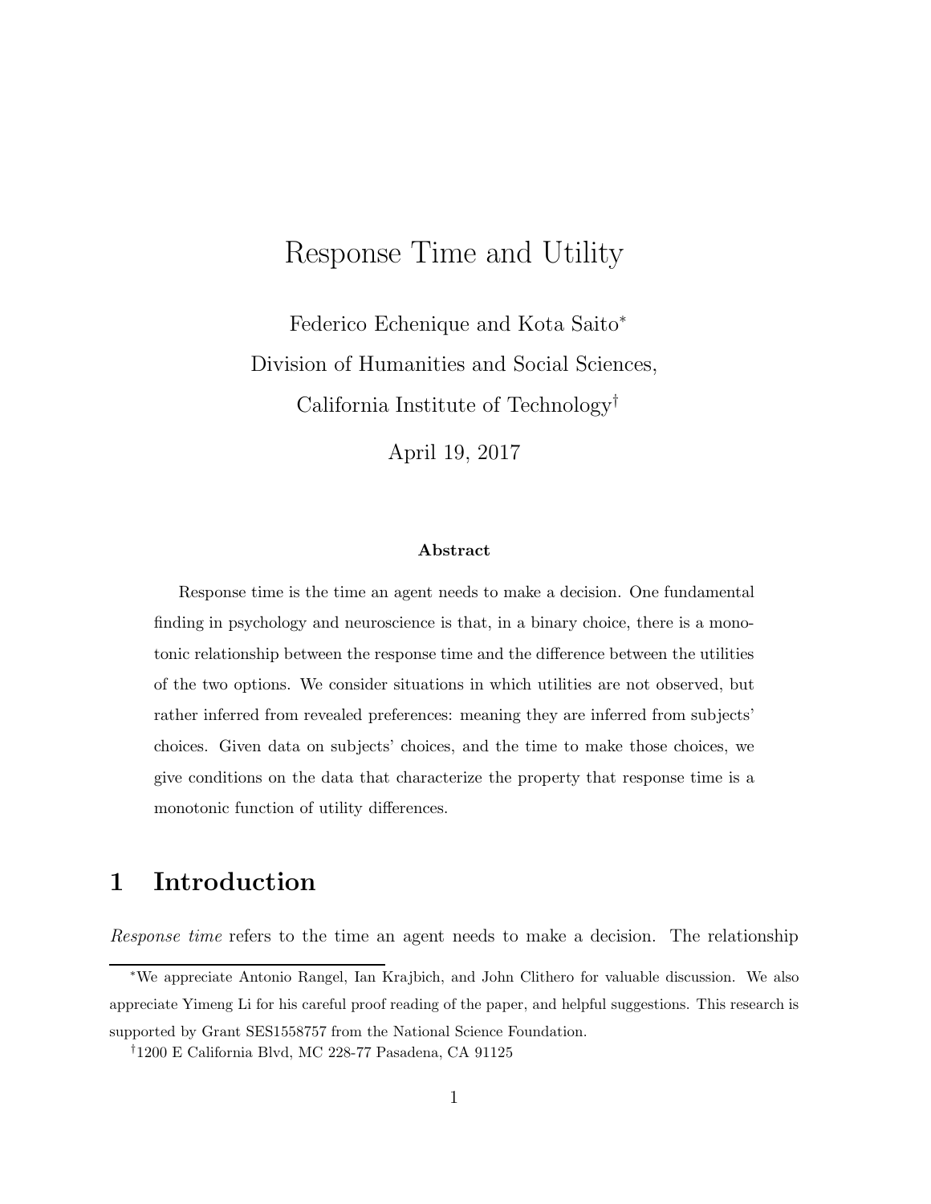# Response Time and Utility

Federico Echenique and Kota Saito[*]

Division of Humanities and Social Sciences,

California Institute of Technology[†]

April 19, 2017

### Abstract

Response time is the time an agent needs to make a decision. One fundamental finding in psychology and neuroscience is that, in a binary choice, there is a monotonic relationship between the response time and the difference between the utilities of the two options. We consider situations in which utilities are not observed, but rather inferred from revealed preferences: meaning they are inferred from subjects' choices. Given data on subjects' choices, and the time to make those choices, we give conditions on the data that characterize the property that response time is a monotonic function of utility differences.

## 1 Introduction

*Response time* refers to the time an agent needs to make a decision. The relationship

---

[*] We appreciate Antonio Rangel, Ian Krajbich, and John Clithero for valuable discussion. We also appreciate Yimeng Li for his careful proof reading of the paper, and helpful suggestions. This research is supported by Grant SES1558757 from the National Science Foundation.

[†] 1200 E California Blvd, MC 228-77 Pasadena, CA 91125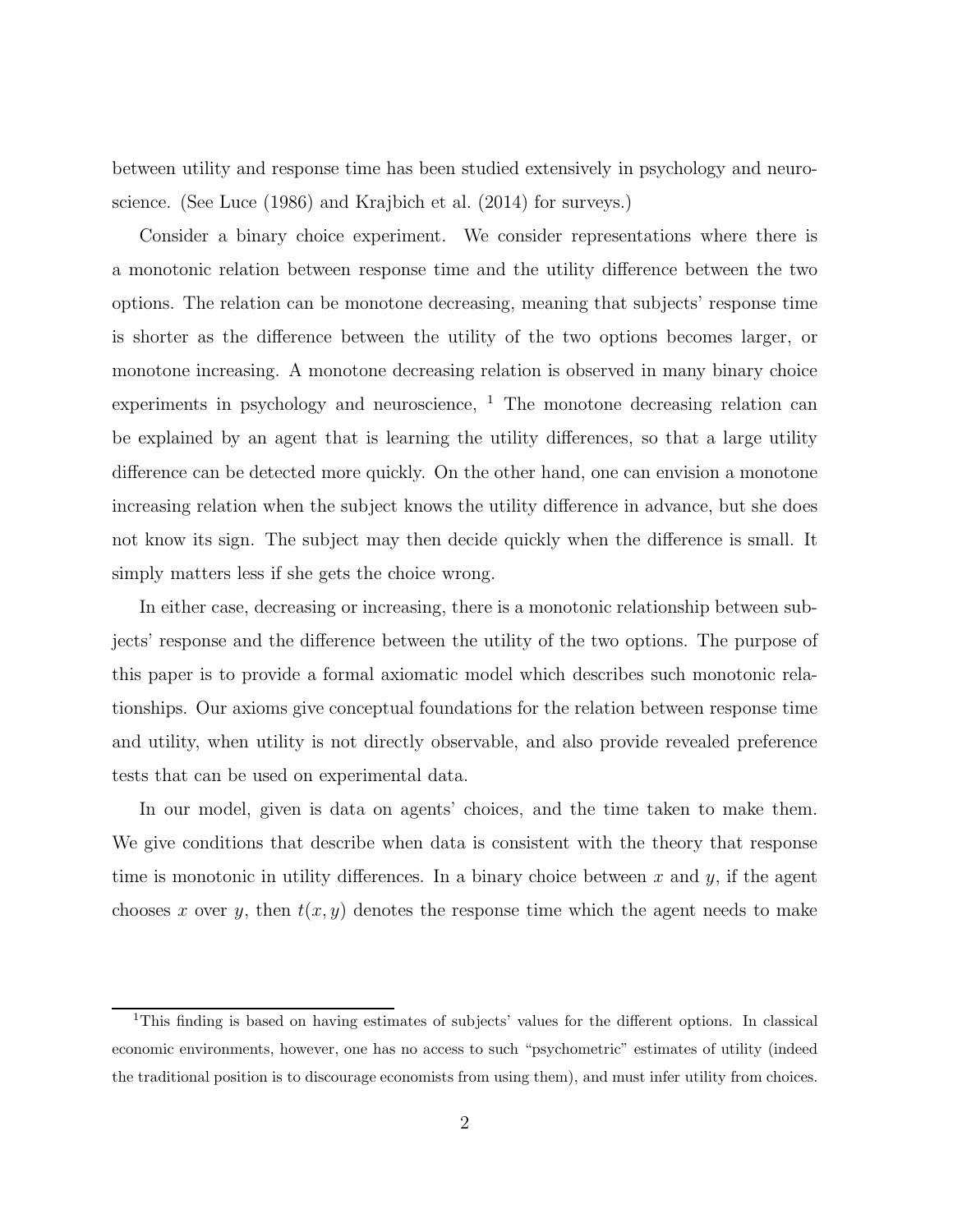between utility and response time has been studied extensively in psychology and neuroscience. (See Luce (1986) and Krajbich et al. (2014) for surveys.)

Consider a binary choice experiment. We consider representations where there is a monotonic relation between response time and the utility difference between the two options. The relation can be monotone decreasing, meaning that subjects' response time is shorter as the difference between the utility of the two options becomes larger, or monotone increasing. A monotone decreasing relation is observed in many binary choice experiments in psychology and neuroscience, [1] The monotone decreasing relation can be explained by an agent that is learning the utility differences, so that a large utility difference can be detected more quickly. On the other hand, one can envision a monotone increasing relation when the subject knows the utility difference in advance, but she does not know its sign. The subject may then decide quickly when the difference is small. It simply matters less if she gets the choice wrong.

In either case, decreasing or increasing, there is a monotonic relationship between subjects' response and the difference between the utility of the two options. The purpose of this paper is to provide a formal axiomatic model which describes such monotonic relationships. Our axioms give conceptual foundations for the relation between response time and utility, when utility is not directly observable, and also provide revealed preference tests that can be used on experimental data.

In our model, given is data on agents' choices, and the time taken to make them. We give conditions that describe when data is consistent with the theory that response time is monotonic in utility differences. In a binary choice between $x$ and $y$, if the agent chooses $x$ over $y$, then $t(x, y)$ denotes the response time which the agent needs to make

---

[1] This finding is based on having estimates of subjects' values for the different options. In classical economic environments, however, one has no access to such "psychometric" estimates of utility (indeed the traditional position is to discourage economists from using them), and must infer utility from choices.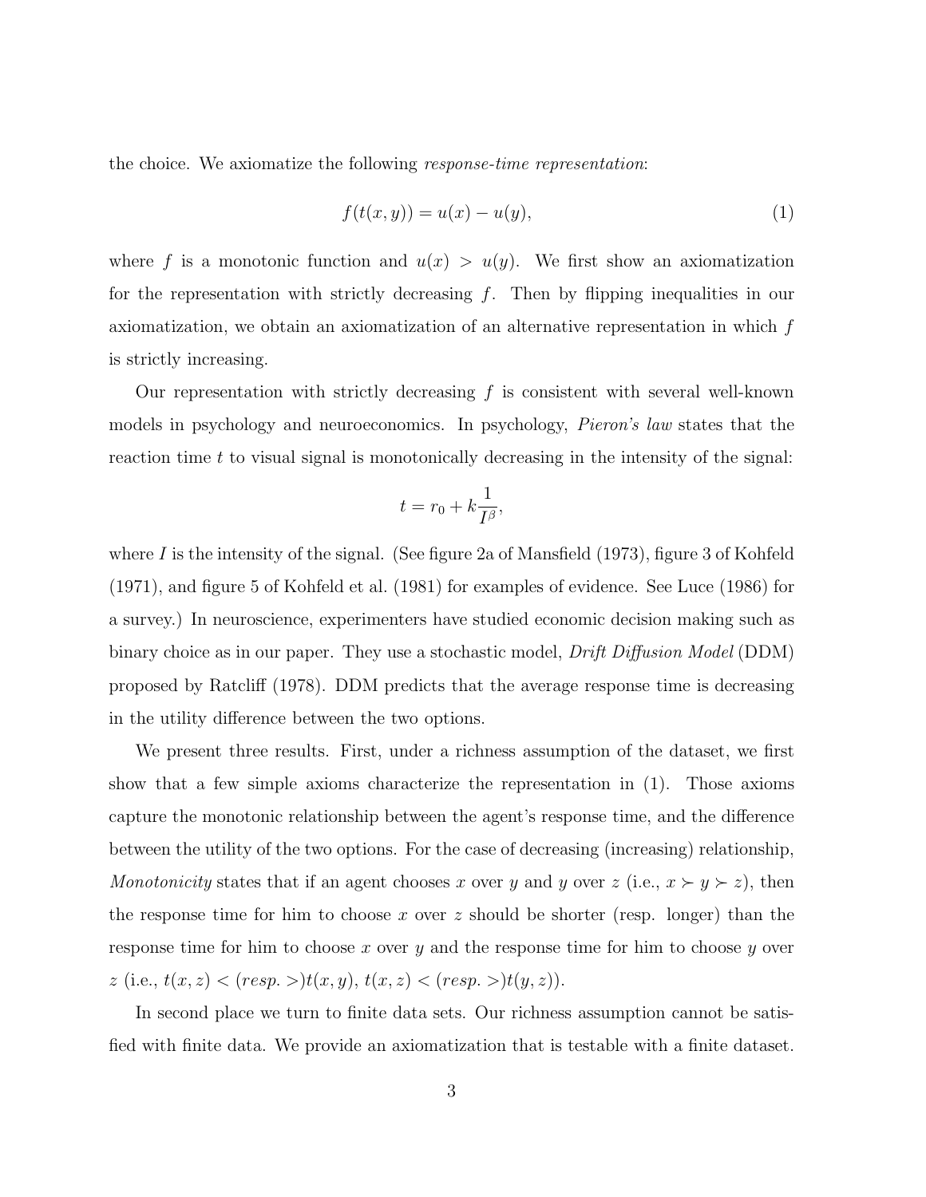the choice. We axiomatize the following *response-time representation*:

$$f(t(x, y)) = u(x) - u(y), \tag{1}$$

where $f$ is a monotonic function and $u(x) > u(y)$. We first show an axiomatization for the representation with strictly decreasing $f$. Then by flipping inequalities in our axiomatization, we obtain an axiomatization of an alternative representation in which $f$ is strictly increasing.

Our representation with strictly decreasing $f$ is consistent with several well-known models in psychology and neuroeconomics. In psychology, *Pieron's law* states that the reaction time $t$ to visual signal is monotonically decreasing in the intensity of the signal:

$$t = r_0 + k\frac{1}{I^\beta},$$

where $I$ is the intensity of the signal. (See figure 2a of Mansfield (1973), figure 3 of Kohfeld (1971), and figure 5 of Kohfeld et al. (1981) for examples of evidence. See Luce (1986) for a survey.) In neuroscience, experimenters have studied economic decision making such as binary choice as in our paper. They use a stochastic model, *Drift Diffusion Model* (DDM) proposed by Ratcliff (1978). DDM predicts that the average response time is decreasing in the utility difference between the two options.

We present three results. First, under a richness assumption of the dataset, we first show that a few simple axioms characterize the representation in (1). Those axioms capture the monotonic relationship between the agent's response time, and the difference between the utility of the two options. For the case of decreasing (increasing) relationship, *Monotonicity* states that if an agent chooses $x$ over $y$ and $y$ over $z$ (i.e., $x \succ y \succ z$), then the response time for him to choose $x$ over $z$ should be shorter (resp. longer) than the response time for him to choose $x$ over $y$ and the response time for him to choose $y$ over $z$ (i.e., $t(x, z) < (resp. >) t(x, y)$, $t(x, z) < (resp. >) t(y, z)$).

In second place we turn to finite data sets. Our richness assumption cannot be satisfied with finite data. We provide an axiomatization that is testable with a finite dataset.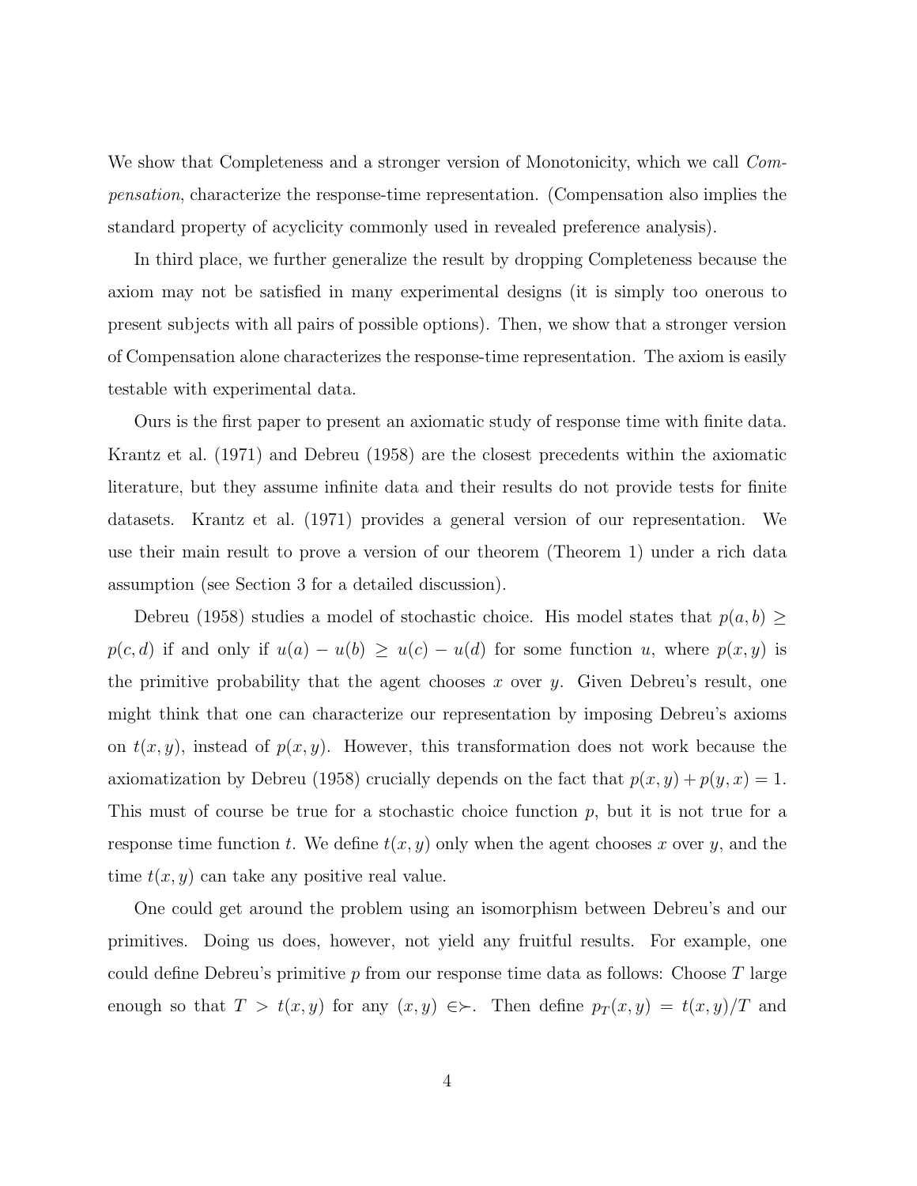We show that Completeness and a stronger version of Monotonicity, which we call *Compensation*, characterize the response-time representation. (Compensation also implies the standard property of acyclicity commonly used in revealed preference analysis).

In third place, we further generalize the result by dropping Completeness because the axiom may not be satisfied in many experimental designs (it is simply too onerous to present subjects with all pairs of possible options). Then, we show that a stronger version of Compensation alone characterizes the response-time representation. The axiom is easily testable with experimental data.

Ours is the first paper to present an axiomatic study of response time with finite data. Krantz et al. (1971) and Debreu (1958) are the closest precedents within the axiomatic literature, but they assume infinite data and their results do not provide tests for finite datasets. Krantz et al. (1971) provides a general version of our representation. We use their main result to prove a version of our theorem (Theorem 1) under a rich data assumption (see Section 3 for a detailed discussion).

Debreu (1958) studies a model of stochastic choice. His model states that $p(a, b) \geq p(c, d)$ if and only if $u(a) - u(b) \geq u(c) - u(d)$ for some function $u$, where $p(x, y)$ is the primitive probability that the agent chooses $x$ over $y$. Given Debreu's result, one might think that one can characterize our representation by imposing Debreu's axioms on $t(x, y)$, instead of $p(x, y)$. However, this transformation does not work because the axiomatization by Debreu (1958) crucially depends on the fact that $p(x, y) + p(y, x) = 1$. This must of course be true for a stochastic choice function $p$, but it is not true for a response time function $t$. We define $t(x, y)$ only when the agent chooses $x$ over $y$, and the time $t(x, y)$ can take any positive real value.

One could get around the problem using an isomorphism between Debreu's and our primitives. Doing us does, however, not yield any fruitful results. For example, one could define Debreu's primitive $p$ from our response time data as follows: Choose $T$ large enough so that $T > t(x, y)$ for any $(x, y) \in \succ$. Then define $p_T(x, y) = t(x, y)/T$ and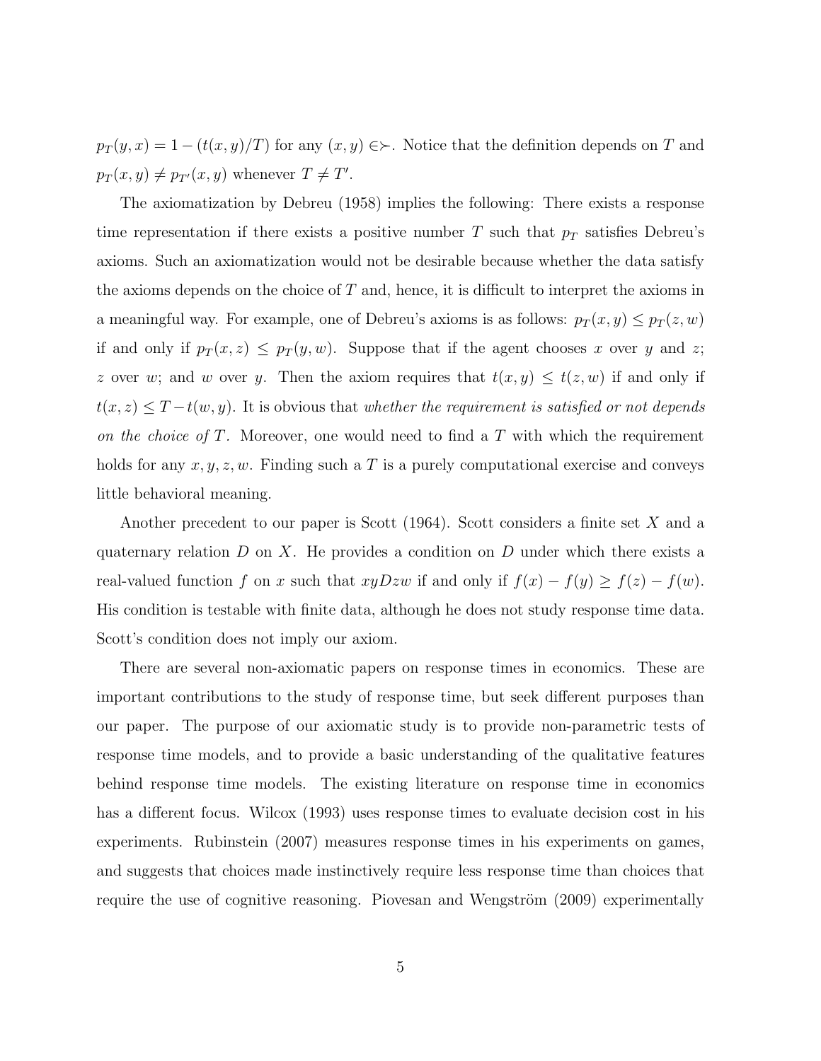$p_T(y,x) = 1 - (t(x,y)/T)$ for any $(x,y) \in \succ$. Notice that the definition depends on $T$ and $p_T(x,y) \neq p_{T'}(x,y)$ whenever $T \neq T'$.

The axiomatization by Debreu (1958) implies the following: There exists a response time representation if there exists a positive number $T$ such that $p_T$ satisfies Debreu's axioms. Such an axiomatization would not be desirable because whether the data satisfy the axioms depends on the choice of $T$ and, hence, it is difficult to interpret the axioms in a meaningful way. For example, one of Debreu's axioms is as follows: $p_T(x,y) \leq p_T(z,w)$ if and only if $p_T(x,z) \leq p_T(y,w)$. Suppose that if the agent chooses $x$ over $y$ and $z$; $z$ over $w$; and $w$ over $y$. Then the axiom requires that $t(x,y) \leq t(z,w)$ if and only if $t(x,z) \leq T - t(w,y)$. It is obvious that *whether the requirement is satisfied or not depends on the choice of $T$.* Moreover, one would need to find a $T$ with which the requirement holds for any $x, y, z, w$. Finding such a $T$ is a purely computational exercise and conveys little behavioral meaning.

Another precedent to our paper is Scott (1964). Scott considers a finite set $X$ and a quaternary relation $D$ on $X$. He provides a condition on $D$ under which there exists a real-valued function $f$ on $x$ such that $xyDzw$ if and only if $f(x) - f(y) \geq f(z) - f(w)$. His condition is testable with finite data, although he does not study response time data. Scott's condition does not imply our axiom.

There are several non-axiomatic papers on response times in economics. These are important contributions to the study of response time, but seek different purposes than our paper. The purpose of our axiomatic study is to provide non-parametric tests of response time models, and to provide a basic understanding of the qualitative features behind response time models. The existing literature on response time in economics has a different focus. Wilcox (1993) uses response times to evaluate decision cost in his experiments. Rubinstein (2007) measures response times in his experiments on games, and suggests that choices made instinctively require less response time than choices that require the use of cognitive reasoning. Piovesan and Wengström (2009) experimentally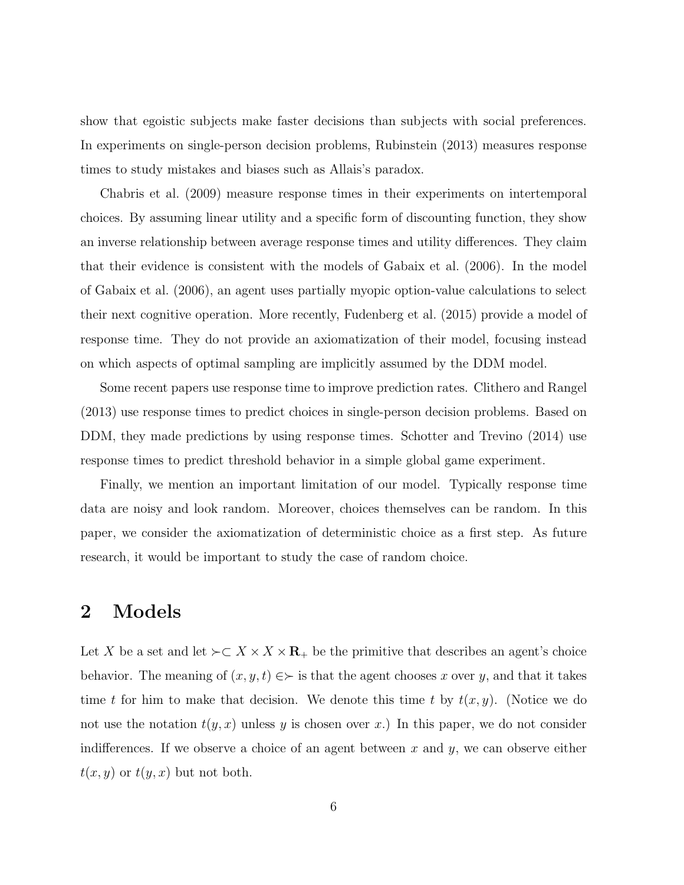show that egoistic subjects make faster decisions than subjects with social preferences. In experiments on single-person decision problems, Rubinstein (2013) measures response times to study mistakes and biases such as Allais's paradox.

Chabris et al. (2009) measure response times in their experiments on intertemporal choices. By assuming linear utility and a specific form of discounting function, they show an inverse relationship between average response times and utility differences. They claim that their evidence is consistent with the models of Gabaix et al. (2006). In the model of Gabaix et al. (2006), an agent uses partially myopic option-value calculations to select their next cognitive operation. More recently, Fudenberg et al. (2015) provide a model of response time. They do not provide an axiomatization of their model, focusing instead on which aspects of optimal sampling are implicitly assumed by the DDM model.

Some recent papers use response time to improve prediction rates. Clithero and Rangel (2013) use response times to predict choices in single-person decision problems. Based on DDM, they made predictions by using response times. Schotter and Trevino (2014) use response times to predict threshold behavior in a simple global game experiment.

Finally, we mention an important limitation of our model. Typically response time data are noisy and look random. Moreover, choices themselves can be random. In this paper, we consider the axiomatization of deterministic choice as a first step. As future research, it would be important to study the case of random choice.

## 2 Models

Let $X$ be a set and let $\succ \subset X \times X \times \mathbf{R}_+$ be the primitive that describes an agent's choice behavior. The meaning of $(x, y, t) \in \succ$ is that the agent chooses $x$ over $y$, and that it takes time $t$ for him to make that decision. We denote this time $t$ by $t(x, y)$. (Notice we do not use the notation $t(y, x)$ unless $y$ is chosen over $x$.) In this paper, we do not consider indifferences. If we observe a choice of an agent between $x$ and $y$, we can observe either $t(x, y)$ or $t(y, x)$ but not both.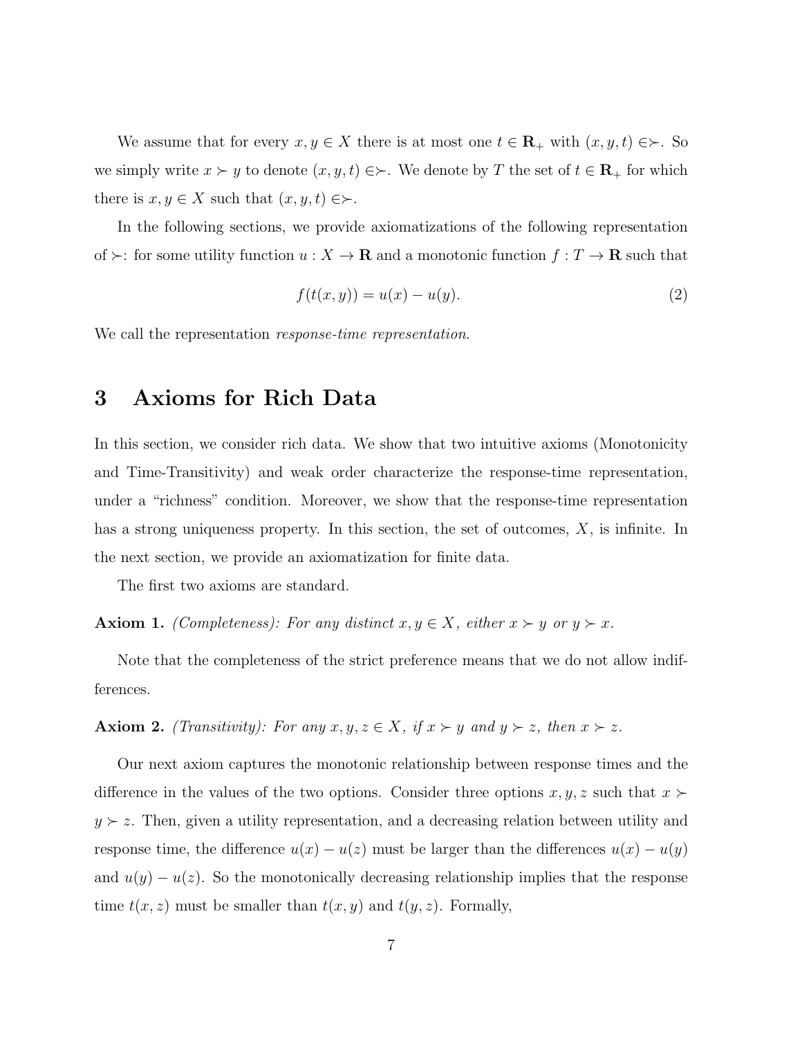We assume that for every $x, y \in X$ there is at most one $t \in \mathbf{R}_+$ with $(x, y, t) \in \succ$. So we simply write $x \succ y$ to denote $(x, y, t) \in \succ$. We denote by $T$ the set of $t \in \mathbf{R}_+$ for which there is $x, y \in X$ such that $(x, y, t) \in \succ$.

In the following sections, we provide axiomatizations of the following representation of $\succ$: for some utility function $u : X \to \mathbf{R}$ and a monotonic function $f : T \to \mathbf{R}$ such that

$$f(t(x, y)) = u(x) - u(y). \tag{2}$$

We call the representation *response-time representation*.

# 3 Axioms for Rich Data

In this section, we consider rich data. We show that two intuitive axioms (Monotonicity and Time-Transitivity) and weak order characterize the response-time representation, under a "richness" condition. Moreover, we show that the response-time representation has a strong uniqueness property. In this section, the set of outcomes, $X$, is infinite. In the next section, we provide an axiomatization for finite data.

The first two axioms are standard.

**Axiom 1.** *(Completeness): For any distinct $x, y \in X$, either $x \succ y$ or $y \succ x$.*

Note that the completeness of the strict preference means that we do not allow indifferences.

**Axiom 2.** *(Transitivity): For any $x, y, z \in X$, if $x \succ y$ and $y \succ z$, then $x \succ z$.*

Our next axiom captures the monotonic relationship between response times and the difference in the values of the two options. Consider three options $x, y, z$ such that $x \succ y \succ z$. Then, given a utility representation, and a decreasing relation between utility and response time, the difference $u(x) - u(z)$ must be larger than the differences $u(x) - u(y)$ and $u(y) - u(z)$. So the monotonically decreasing relationship implies that the response time $t(x, z)$ must be smaller than $t(x, y)$ and $t(y, z)$. Formally,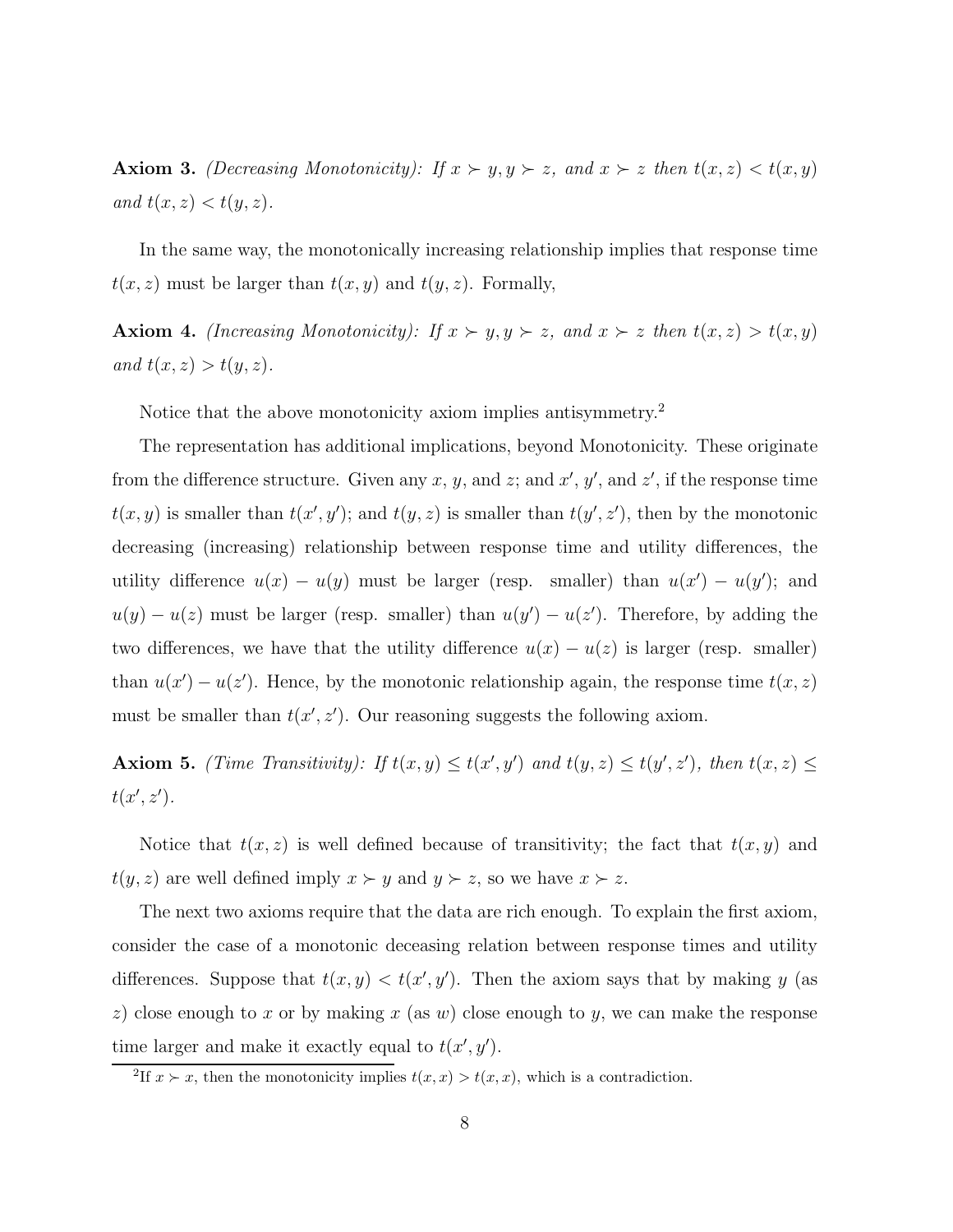**Axiom 3.** *(Decreasing Monotonicity): If $x \succ y, y \succ z$, and $x \succ z$ then $t(x, z) < t(x, y)$ and $t(x, z) < t(y, z)$.*

In the same way, the monotonically increasing relationship implies that response time $t(x, z)$ must be larger than $t(x, y)$ and $t(y, z)$. Formally,

**Axiom 4.** *(Increasing Monotonicity): If $x \succ y, y \succ z$, and $x \succ z$ then $t(x, z) > t(x, y)$ and $t(x, z) > t(y, z)$.*

Notice that the above monotonicity axiom implies antisymmetry.[2]

The representation has additional implications, beyond Monotonicity. These originate from the difference structure. Given any $x$, $y$, and $z$; and $x'$, $y'$, and $z'$, if the response time $t(x, y)$ is smaller than $t(x', y')$; and $t(y, z)$ is smaller than $t(y', z')$, then by the monotonic decreasing (increasing) relationship between response time and utility differences, the utility difference $u(x) - u(y)$ must be larger (resp. smaller) than $u(x') - u(y')$; and $u(y) - u(z)$ must be larger (resp. smaller) than $u(y') - u(z')$. Therefore, by adding the two differences, we have that the utility difference $u(x) - u(z)$ is larger (resp. smaller) than $u(x') - u(z')$. Hence, by the monotonic relationship again, the response time $t(x, z)$ must be smaller than $t(x', z')$. Our reasoning suggests the following axiom.

**Axiom 5.** *(Time Transitivity): If $t(x, y) \leq t(x', y')$ and $t(y, z) \leq t(y', z')$, then $t(x, z) \leq t(x', z')$.*

Notice that $t(x, z)$ is well defined because of transitivity; the fact that $t(x, y)$ and $t(y, z)$ are well defined imply $x \succ y$ and $y \succ z$, so we have $x \succ z$.

The next two axioms require that the data are rich enough. To explain the first axiom, consider the case of a monotonic deceasing relation between response times and utility differences. Suppose that $t(x, y) < t(x', y')$. Then the axiom says that by making $y$ (as $z$) close enough to $x$ or by making $x$ (as $w$) close enough to $y$, we can make the response time larger and make it exactly equal to $t(x', y')$.

[2]If $x \succ x$, then the monotonicity implies $t(x, x) > t(x, x)$, which is a contradiction.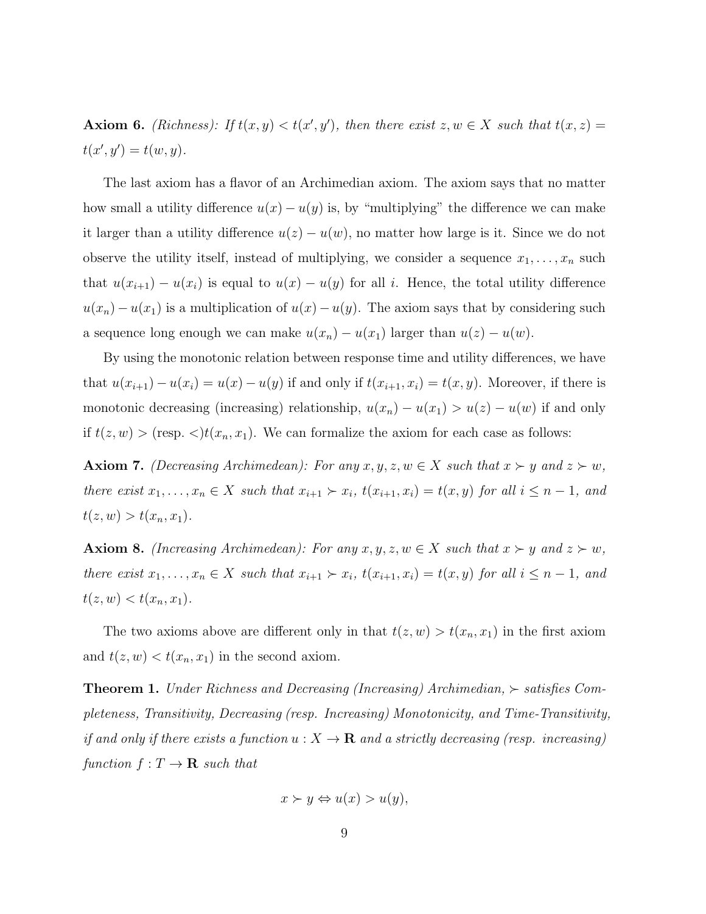**Axiom 6.** *(Richness): If $t(x, y) < t(x', y')$, then there exist $z, w \in X$ such that $t(x, z) = t(x', y') = t(w, y)$.*

The last axiom has a flavor of an Archimedean axiom. The axiom says that no matter how small a utility difference $u(x) - u(y)$ is, by "multiplying" the difference we can make it larger than a utility difference $u(z) - u(w)$, no matter how large is it. Since we do not observe the utility itself, instead of multiplying, we consider a sequence $x_1, \ldots, x_n$ such that $u(x_{i+1}) - u(x_i)$ is equal to $u(x) - u(y)$ for all $i$. Hence, the total utility difference $u(x_n) - u(x_1)$ is a multiplication of $u(x) - u(y)$. The axiom says that by considering such a sequence long enough we can make $u(x_n) - u(x_1)$ larger than $u(z) - u(w)$.

By using the monotonic relation between response time and utility differences, we have that $u(x_{i+1}) - u(x_i) = u(x) - u(y)$ if and only if $t(x_{i+1}, x_i) = t(x, y)$. Moreover, if there is monotonic decreasing (increasing) relationship, $u(x_n) - u(x_1) > u(z) - u(w)$ if and only if $t(z, w) >$ (resp. $<$)$t(x_n, x_1)$. We can formalize the axiom for each case as follows:

**Axiom 7.** *(Decreasing Archimedean): For any $x, y, z, w \in X$ such that $x \succ y$ and $z \succ w$, there exist $x_1, \ldots, x_n \in X$ such that $x_{i+1} \succ x_i$, $t(x_{i+1}, x_i) = t(x, y)$ for all $i \leq n - 1$, and $t(z, w) > t(x_n, x_1)$.*

**Axiom 8.** *(Increasing Archimedean): For any $x, y, z, w \in X$ such that $x \succ y$ and $z \succ w$, there exist $x_1, \ldots, x_n \in X$ such that $x_{i+1} \succ x_i$, $t(x_{i+1}, x_i) = t(x, y)$ for all $i \leq n - 1$, and $t(z, w) < t(x_n, x_1)$.*

The two axioms above are different only in that $t(z, w) > t(x_n, x_1)$ in the first axiom and $t(z, w) < t(x_n, x_1)$ in the second axiom.

**Theorem 1.** *Under Richness and Decreasing (Increasing) Archimedean, $\succ$ satisfies Completeness, Transitivity, Decreasing (resp. Increasing) Monotonicity, and Time-Transitivity, if and only if there exists a function $u : X \to \mathbf{R}$ and a strictly decreasing (resp. increasing) function $f : T \to \mathbf{R}$ such that*

$$x \succ y \Leftrightarrow u(x) > u(y),$$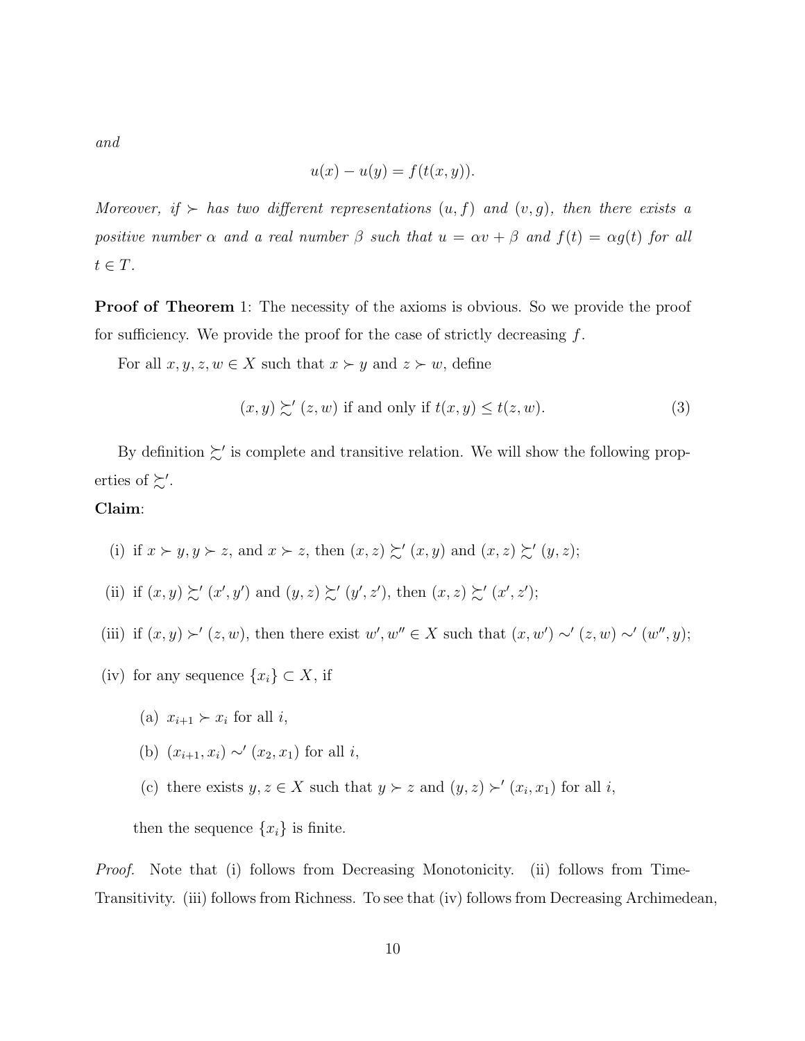*and*

$$u(x) - u(y) = f(t(x, y)).$$

*Moreover, if $\succ$ has two different representations $(u, f)$ and $(v, g)$, then there exists a positive number $\alpha$ and a real number $\beta$ such that $u = \alpha v + \beta$ and $f(t) = \alpha g(t)$ for all $t \in T$.*

**Proof of Theorem** 1: The necessity of the axioms is obvious. So we provide the proof for sufficiency. We provide the proof for the case of strictly decreasing $f$.

For all $x, y, z, w \in X$ such that $x \succ y$ and $z \succ w$, define

$$(x, y) \succsim' (z, w) \text{ if and only if } t(x, y) \leq t(z, w). \tag{3}$$

By definition $\succsim'$ is complete and transitive relation. We will show the following properties of $\succsim'$.

**Claim**:

(i) if $x \succ y, y \succ z$, and $x \succ z$, then $(x, z) \succsim' (x, y)$ and $(x, z) \succsim' (y, z)$;

(ii) if $(x, y) \succsim' (x', y')$ and $(y, z) \succsim' (y', z')$, then $(x, z) \succsim' (x', z')$;

(iii) if $(x, y) \succ' (z, w)$, then there exist $w', w'' \in X$ such that $(x, w') \sim' (z, w) \sim' (w'', y)$;

(iv) for any sequence $\{x_i\} \subset X$, if

  (a) $x_{i+1} \succ x_i$ for all $i$,

  (b) $(x_{i+1}, x_i) \sim' (x_2, x_1)$ for all $i$,

  (c) there exists $y, z \in X$ such that $y \succ z$ and $(y, z) \succ' (x_i, x_1)$ for all $i$,

then the sequence $\{x_i\}$ is finite.

*Proof.* Note that (i) follows from Decreasing Monotonicity. (ii) follows from Time-Transitivity. (iii) follows from Richness. To see that (iv) follows from Decreasing Archimedean,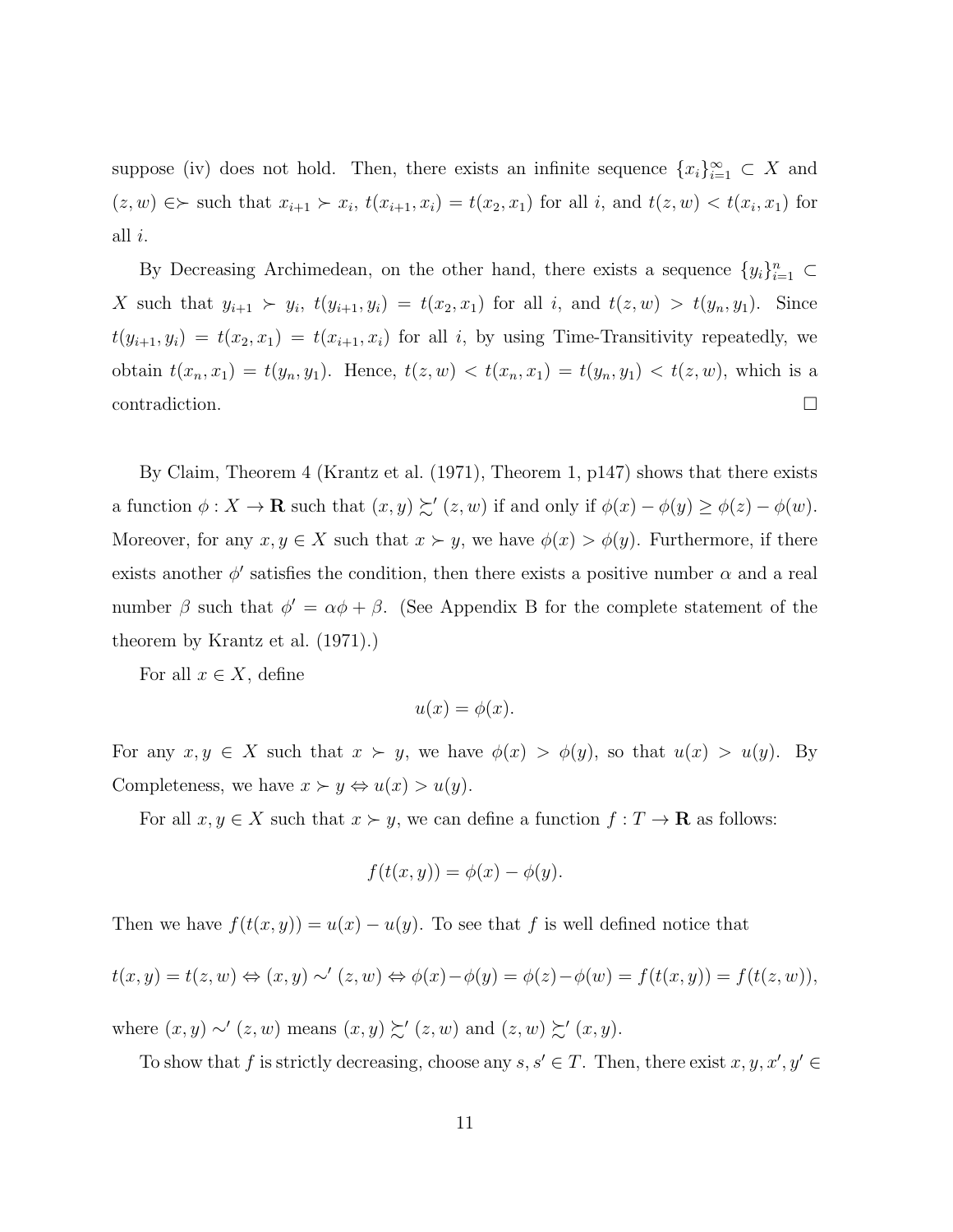suppose (iv) does not hold. Then, there exists an infinite sequence $\{x_i\}_{i=1}^{\infty} \subset X$ and $(z, w) \in \succ$ such that $x_{i+1} \succ x_i$, $t(x_{i+1}, x_i) = t(x_2, x_1)$ for all $i$, and $t(z, w) < t(x_i, x_1)$ for all $i$.

By Decreasing Archimedean, on the other hand, there exists a sequence $\{y_i\}_{i=1}^{n} \subset X$ such that $y_{i+1} \succ y_i$, $t(y_{i+1}, y_i) = t(x_2, x_1)$ for all $i$, and $t(z, w) > t(y_n, y_1)$. Since $t(y_{i+1}, y_i) = t(x_2, x_1) = t(x_{i+1}, x_i)$ for all $i$, by using Time-Transitivity repeatedly, we obtain $t(x_n, x_1) = t(y_n, y_1)$. Hence, $t(z, w) < t(x_n, x_1) = t(y_n, y_1) < t(z, w)$, which is a contradiction. $\square$

By Claim, Theorem 4 (Krantz et al. (1971), Theorem 1, p147) shows that there exists a function $\phi : X \to \mathbf{R}$ such that $(x, y) \succsim' (z, w)$ if and only if $\phi(x) - \phi(y) \geq \phi(z) - \phi(w)$. Moreover, for any $x, y \in X$ such that $x \succ y$, we have $\phi(x) > \phi(y)$. Furthermore, if there exists another $\phi'$ satisfies the condition, then there exists a positive number $\alpha$ and a real number $\beta$ such that $\phi' = \alpha\phi + \beta$. (See Appendix B for the complete statement of the theorem by Krantz et al. (1971).)

For all $x \in X$, define

$$u(x) = \phi(x).$$

For any $x, y \in X$ such that $x \succ y$, we have $\phi(x) > \phi(y)$, so that $u(x) > u(y)$. By Completeness, we have $x \succ y \Leftrightarrow u(x) > u(y)$.

For all $x, y \in X$ such that $x \succ y$, we can define a function $f : T \to \mathbf{R}$ as follows:

$$f(t(x, y)) = \phi(x) - \phi(y).$$

Then we have $f(t(x, y)) = u(x) - u(y)$. To see that $f$ is well defined notice that

$$t(x, y) = t(z, w) \Leftrightarrow (x, y) \sim' (z, w) \Leftrightarrow \phi(x) - \phi(y) = \phi(z) - \phi(w) = f(t(x, y)) = f(t(z, w)),$$

where $(x, y) \sim' (z, w)$ means $(x, y) \succsim' (z, w)$ and $(z, w) \succsim' (x, y)$.

To show that $f$ is strictly decreasing, choose any $s, s' \in T$. Then, there exist $x, y, x', y' \in$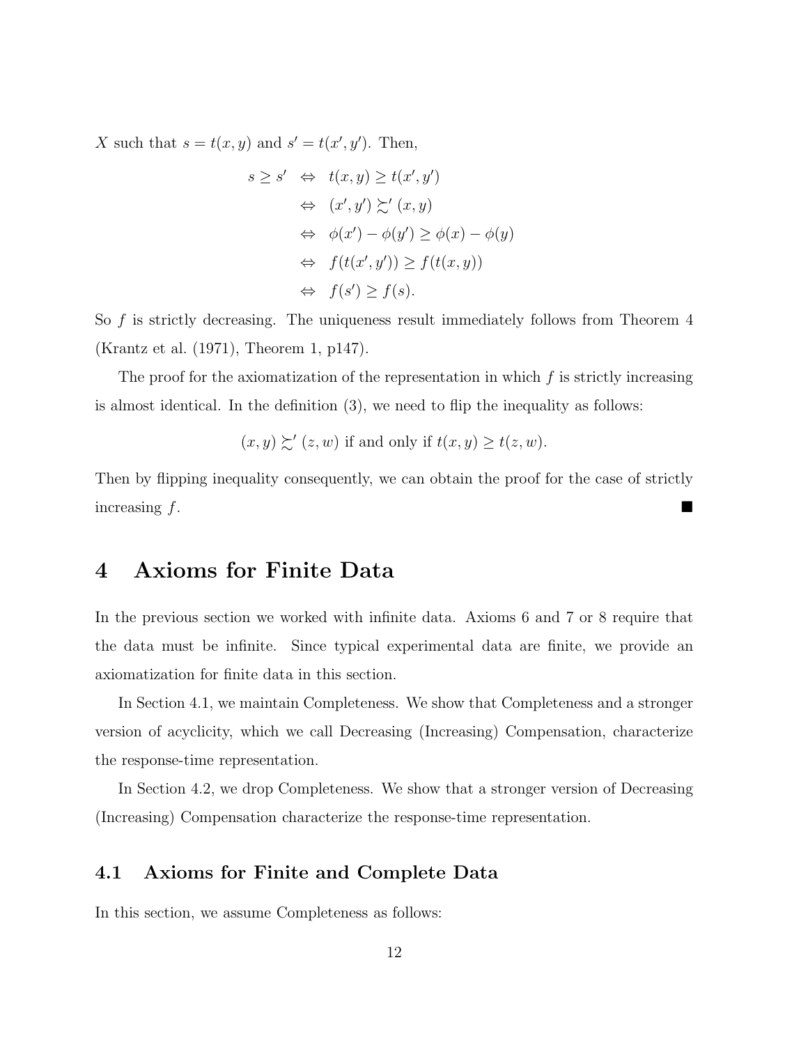$X$ such that $s = t(x, y)$ and $s' = t(x', y')$. Then,

$$
\begin{aligned}
s \geq s' &\Leftrightarrow t(x, y) \geq t(x', y') \\
&\Leftrightarrow (x', y') \succsim' (x, y) \\
&\Leftrightarrow \phi(x') - \phi(y') \geq \phi(x) - \phi(y) \\
&\Leftrightarrow f(t(x', y')) \geq f(t(x, y)) \\
&\Leftrightarrow f(s') \geq f(s).
\end{aligned}
$$

So $f$ is strictly decreasing. The uniqueness result immediately follows from Theorem 4 (Krantz et al. (1971), Theorem 1, p147).

The proof for the axiomatization of the representation in which $f$ is strictly increasing is almost identical. In the definition (3), we need to flip the inequality as follows:

$$(x, y) \succsim' (z, w) \text{ if and only if } t(x, y) \geq t(z, w).$$

Then by flipping inequality consequently, we can obtain the proof for the case of strictly increasing $f$. ■

# 4 Axioms for Finite Data

In the previous section we worked with infinite data. Axioms 6 and 7 or 8 require that the data must be infinite. Since typical experimental data are finite, we provide an axiomatization for finite data in this section.

In Section 4.1, we maintain Completeness. We show that Completeness and a stronger version of acyclicity, which we call Decreasing (Increasing) Compensation, characterize the response-time representation.

In Section 4.2, we drop Completeness. We show that a stronger version of Decreasing (Increasing) Compensation characterize the response-time representation.

## 4.1 Axioms for Finite and Complete Data

In this section, we assume Completeness as follows: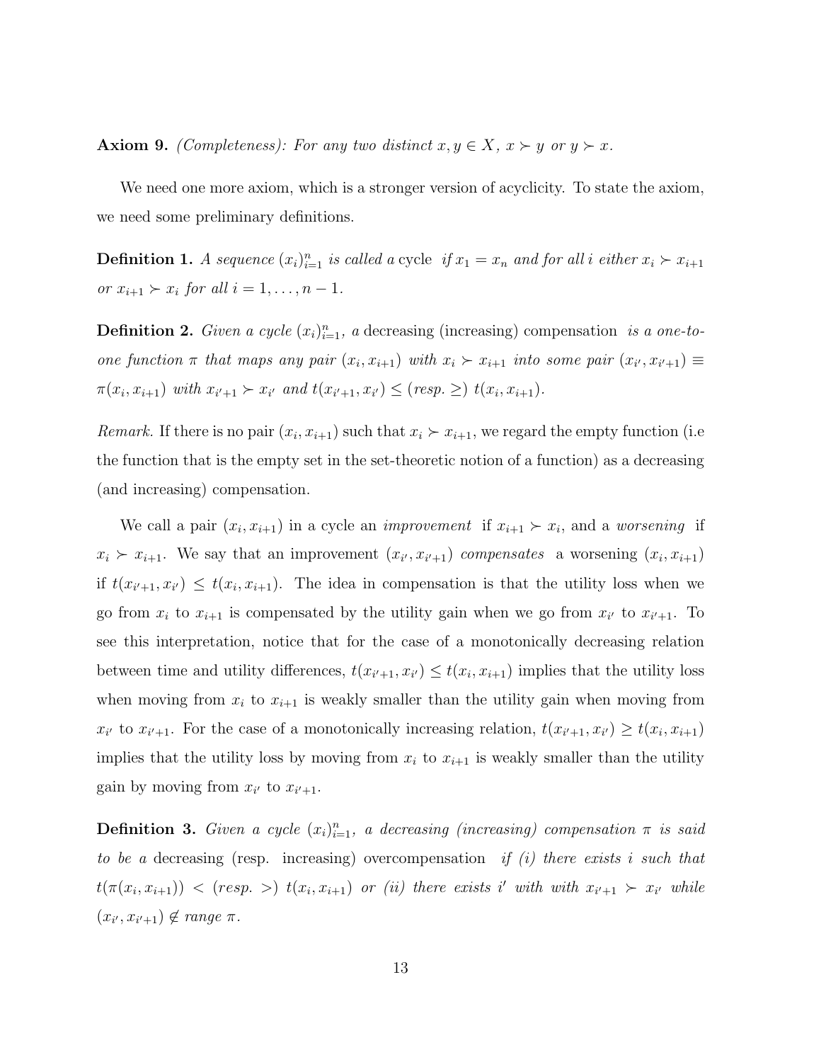**Axiom 9.** *(Completeness): For any two distinct $x, y \in X$, $x \succ y$ or $y \succ x$.*

We need one more axiom, which is a stronger version of acyclicity. To state the axiom, we need some preliminary definitions.

**Definition 1.** *A sequence $(x_i)_{i=1}^n$ is called a* cycle *if $x_1 = x_n$ and for all $i$ either $x_i \succ x_{i+1}$ or $x_{i+1} \succ x_i$ for all $i = 1, \ldots, n-1$.*

**Definition 2.** *Given a cycle $(x_i)_{i=1}^n$, a* decreasing (increasing) compensation *is a one-to-one function $\pi$ that maps any pair $(x_i, x_{i+1})$ with $x_i \succ x_{i+1}$ into some pair $(x_{i'}, x_{i'+1}) \equiv \pi(x_i, x_{i+1})$ with $x_{i'+1} \succ x_{i'}$ and $t(x_{i'+1}, x_{i'}) \leq$ (resp. $\geq$) $t(x_i, x_{i+1})$.*

*Remark.* If there is no pair $(x_i, x_{i+1})$ such that $x_i \succ x_{i+1}$, we regard the empty function (i.e the function that is the empty set in the set-theoretic notion of a function) as a decreasing (and increasing) compensation.

We call a pair $(x_i, x_{i+1})$ in a cycle an *improvement* if $x_{i+1} \succ x_i$, and a *worsening* if $x_i \succ x_{i+1}$. We say that an improvement $(x_{i'}, x_{i'+1})$ *compensates* a worsening $(x_i, x_{i+1})$ if $t(x_{i'+1}, x_{i'}) \leq t(x_i, x_{i+1})$. The idea in compensation is that the utility loss when we go from $x_i$ to $x_{i+1}$ is compensated by the utility gain when we go from $x_{i'}$ to $x_{i'+1}$. To see this interpretation, notice that for the case of a monotonically decreasing relation between time and utility differences, $t(x_{i'+1}, x_{i'}) \leq t(x_i, x_{i+1})$ implies that the utility loss when moving from $x_i$ to $x_{i+1}$ is weakly smaller than the utility gain when moving from $x_{i'}$ to $x_{i'+1}$. For the case of a monotonically increasing relation, $t(x_{i'+1}, x_{i'}) \geq t(x_i, x_{i+1})$ implies that the utility loss by moving from $x_i$ to $x_{i+1}$ is weakly smaller than the utility gain by moving from $x_{i'}$ to $x_{i'+1}$.

**Definition 3.** *Given a cycle $(x_i)_{i=1}^n$, a decreasing (increasing) compensation $\pi$ is said to be a* decreasing (resp. increasing) overcompensation *if (i) there exists $i$ such that $t(\pi(x_i, x_{i+1})) <$ (resp. $>$) $t(x_i, x_{i+1})$ or (ii) there exists $i'$ with with $x_{i'+1} \succ x_{i'}$ while $(x_{i'}, x_{i'+1}) \notin$ range $\pi$.*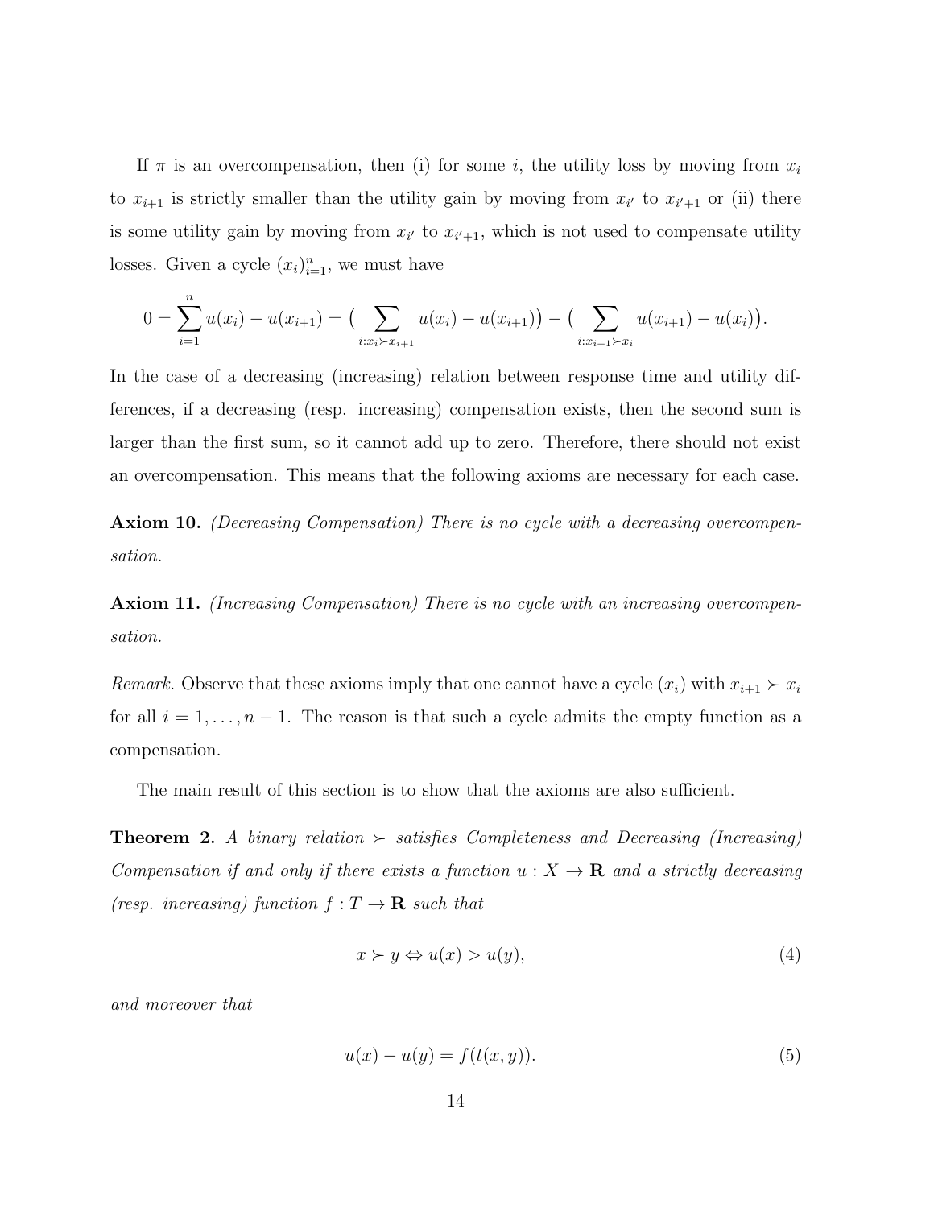If $\pi$ is an overcompensation, then (i) for some $i$, the utility loss by moving from $x_i$ to $x_{i+1}$ is strictly smaller than the utility gain by moving from $x_{i'}$ to $x_{i'+1}$ or (ii) there is some utility gain by moving from $x_{i'}$ to $x_{i'+1}$, which is not used to compensate utility losses. Given a cycle $(x_i)_{i=1}^n$, we must have

$$0 = \sum_{i=1}^{n} u(x_i) - u(x_{i+1}) = \big( \sum_{i:x_i \succ x_{i+1}} u(x_i) - u(x_{i+1}) \big) - \big( \sum_{i:x_{i+1} \succ x_i} u(x_{i+1}) - u(x_i) \big).$$

In the case of a decreasing (increasing) relation between response time and utility differences, if a decreasing (resp. increasing) compensation exists, then the second sum is larger than the first sum, so it cannot add up to zero. Therefore, there should not exist an overcompensation. This means that the following axioms are necessary for each case.

**Axiom 10.** *(Decreasing Compensation) There is no cycle with a decreasing overcompensation.*

**Axiom 11.** *(Increasing Compensation) There is no cycle with an increasing overcompensation.*

*Remark.* Observe that these axioms imply that one cannot have a cycle $(x_i)$ with $x_{i+1} \succ x_i$ for all $i = 1, \ldots, n-1$. The reason is that such a cycle admits the empty function as a compensation.

The main result of this section is to show that the axioms are also sufficient.

**Theorem 2.** *A binary relation $\succ$ satisfies Completeness and Decreasing (Increasing) Compensation if and only if there exists a function $u : X \to \mathbf{R}$ and a strictly decreasing (resp. increasing) function $f : T \to \mathbf{R}$ such that*

$$x \succ y \Leftrightarrow u(x) > u(y), \tag{4}$$

*and moreover that*

$$u(x) - u(y) = f(t(x,y)). \tag{5}$$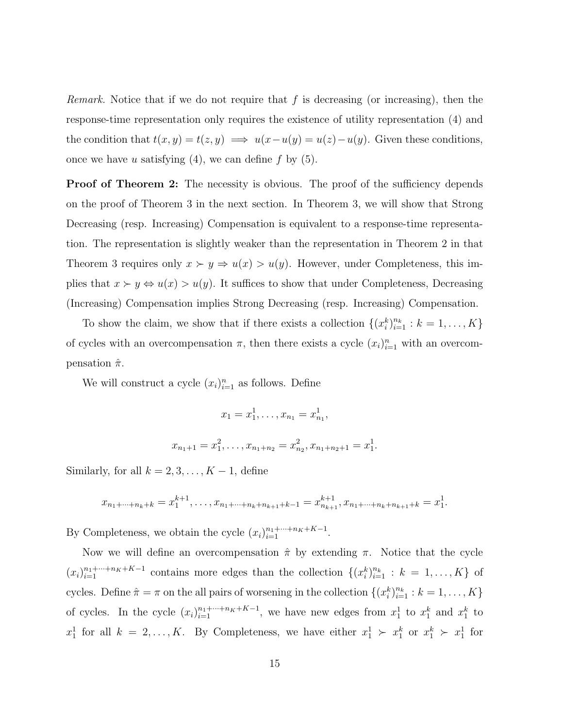*Remark.* Notice that if we do not require that $f$ is decreasing (or increasing), then the response-time representation only requires the existence of utility representation (4) and the condition that $t(x, y) = t(z, y) \implies u(x - u(y) = u(z) - u(y)$. Given these conditions, once we have $u$ satisfying (4), we can define $f$ by (5).

**Proof of Theorem 2:** The necessity is obvious. The proof of the sufficiency depends on the proof of Theorem 3 in the next section. In Theorem 3, we will show that Strong Decreasing (resp. Increasing) Compensation is equivalent to a response-time representation. The representation is slightly weaker than the representation in Theorem 2 in that Theorem 3 requires only $x \succ y \Rightarrow u(x) > u(y)$. However, under Completeness, this implies that $x \succ y \Leftrightarrow u(x) > u(y)$. It suffices to show that under Completeness, Decreasing (Increasing) Compensation implies Strong Decreasing (resp. Increasing) Compensation.

To show the claim, we show that if there exists a collection $\{(x_i^k)_{i=1}^{n_k} : k = 1, \ldots, K\}$ of cycles with an overcompensation $\pi$, then there exists a cycle $(x_i)_{i=1}^{n}$ with an overcompensation $\hat{\pi}$.

We will construct a cycle $(x_i)_{i=1}^{n}$ as follows. Define

$$x_1 = x_1^1, \ldots, x_{n_1} = x_{n_1}^1,$$

$$x_{n_1+1} = x_1^2, \ldots, x_{n_1+n_2} = x_{n_2}^2, x_{n_1+n_2+1} = x_1^1.$$

Similarly, for all $k = 2, 3, \ldots, K-1$, define

$$x_{n_1+\cdots+n_k+k} = x_1^{k+1}, \ldots, x_{n_1+\cdots+n_k+n_{k+1}+k-1} = x_{n_{k+1}}^{k+1}, x_{n_1+\cdots+n_k+n_{k+1}+k} = x_1^1.$$

By Completeness, we obtain the cycle $(x_i)_{i=1}^{n_1+\cdots+n_K+K-1}$.

Now we will define an overcompensation $\hat{\pi}$ by extending $\pi$. Notice that the cycle $(x_i)_{i=1}^{n_1+\cdots+n_K+K-1}$ contains more edges than the collection $\{(x_i^k)_{i=1}^{n_k} : k = 1, \ldots, K\}$ of cycles. Define $\hat{\pi} = \pi$ on the all pairs of worsening in the collection $\{(x_i^k)_{i=1}^{n_k} : k = 1, \ldots, K\}$ of cycles. In the cycle $(x_i)_{i=1}^{n_1+\cdots+n_K+K-1}$, we have new edges from $x_1^1$ to $x_1^k$ and $x_1^k$ to $x_1^1$ for all $k = 2, \ldots, K$. By Completeness, we have either $x_1^1 \succ x_1^k$ or $x_1^k \succ x_1^1$ for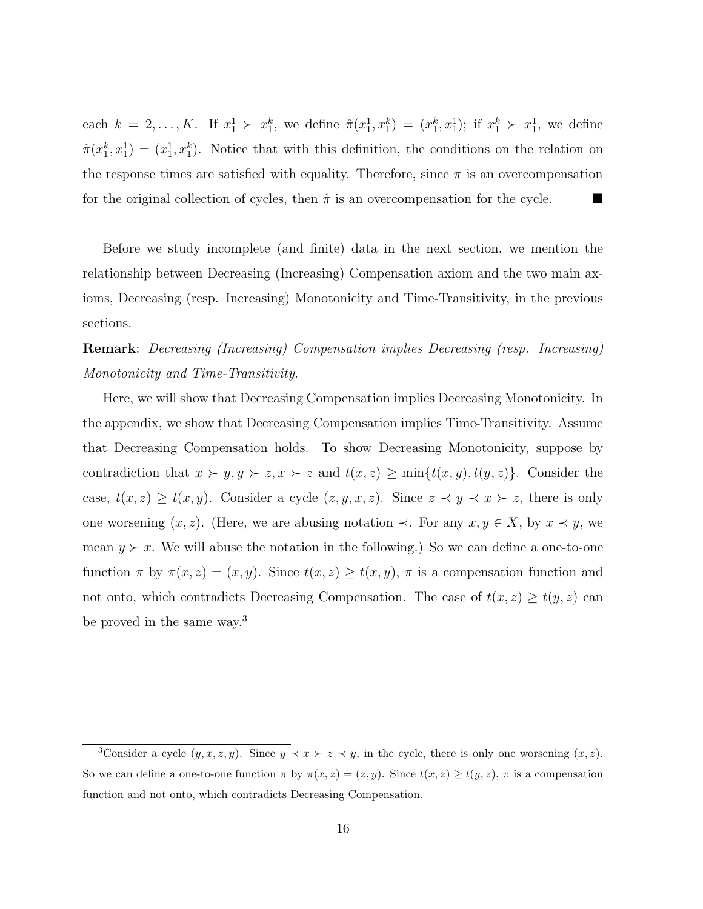each $k = 2, \ldots, K$. If $x_1^1 \succ x_1^k$, we define $\hat{\pi}(x_1^1, x_1^k) = (x_1^k, x_1^1)$; if $x_1^k \succ x_1^1$, we define $\hat{\pi}(x_1^k, x_1^1) = (x_1^1, x_1^k)$. Notice that with this definition, the conditions on the relation on the response times are satisfied with equality. Therefore, since $\pi$ is an overcompensation for the original collection of cycles, then $\hat{\pi}$ is an overcompensation for the cycle. ■

Before we study incomplete (and finite) data in the next section, we mention the relationship between Decreasing (Increasing) Compensation axiom and the two main axioms, Decreasing (resp. Increasing) Monotonicity and Time-Transitivity, in the previous sections.

**Remark**: *Decreasing (Increasing) Compensation implies Decreasing (resp. Increasing) Monotonicity and Time-Transitivity.*

Here, we will show that Decreasing Compensation implies Decreasing Monotonicity. In the appendix, we show that Decreasing Compensation implies Time-Transitivity. Assume that Decreasing Compensation holds. To show Decreasing Monotonicity, suppose by contradiction that $x \succ y, y \succ z, x \succ z$ and $t(x, z) \geq \min\{t(x, y), t(y, z)\}$. Consider the case, $t(x, z) \geq t(x, y)$. Consider a cycle $(z, y, x, z)$. Since $z \prec y \prec x \succ z$, there is only one worsening $(x, z)$. (Here, we are abusing notation $\prec$. For any $x, y \in X$, by $x \prec y$, we mean $y \succ x$. We will abuse the notation in the following.) So we can define a one-to-one function $\pi$ by $\pi(x, z) = (x, y)$. Since $t(x, z) \geq t(x, y)$, $\pi$ is a compensation function and not onto, which contradicts Decreasing Compensation. The case of $t(x, z) \geq t(y, z)$ can be proved in the same way.[3]

[3]Consider a cycle $(y, x, z, y)$. Since $y \prec x \succ z \prec y$, in the cycle, there is only one worsening $(x, z)$. So we can define a one-to-one function $\pi$ by $\pi(x, z) = (z, y)$. Since $t(x, z) \geq t(y, z)$, $\pi$ is a compensation function and not onto, which contradicts Decreasing Compensation.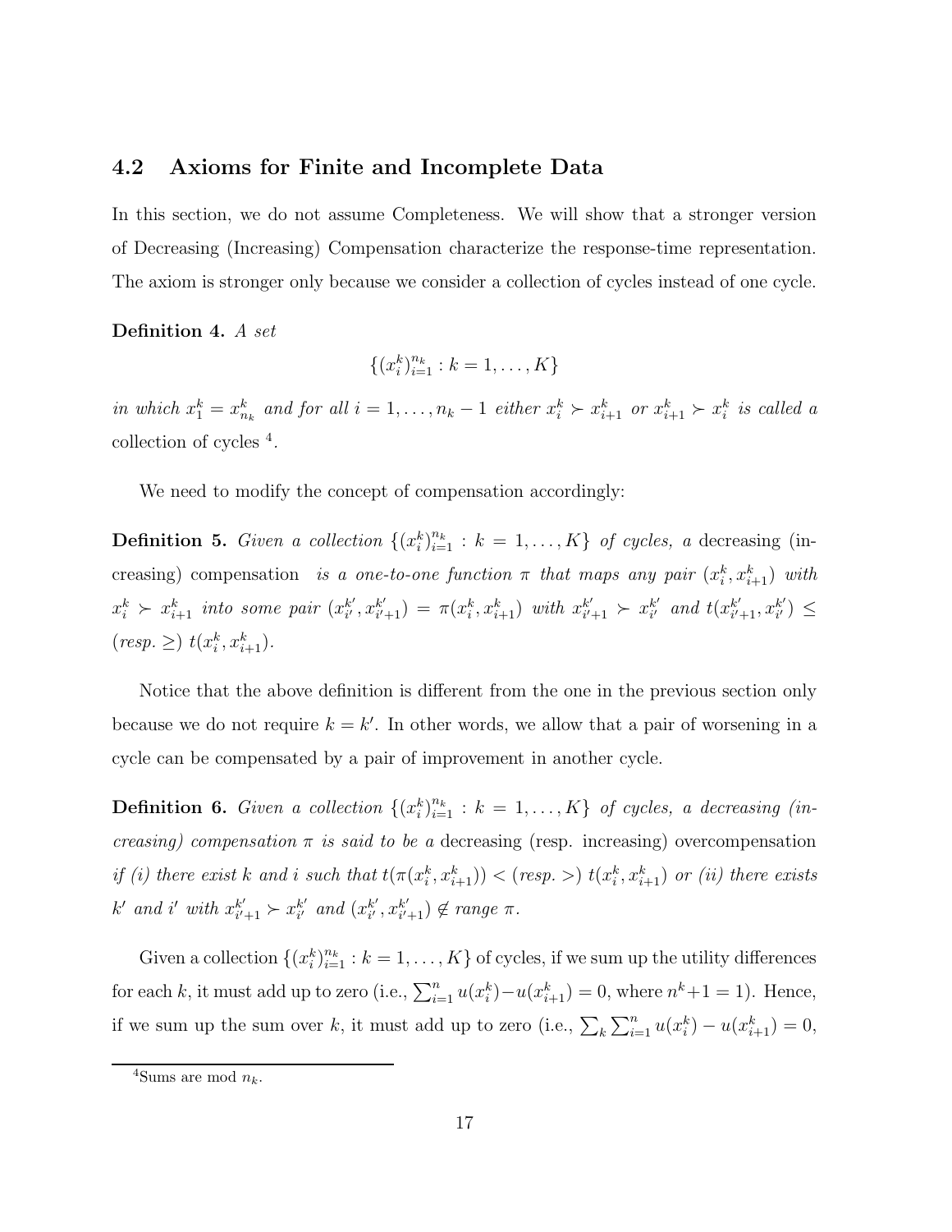### 4.2 Axioms for Finite and Incomplete Data

In this section, we do not assume Completeness. We will show that a stronger version of Decreasing (Increasing) Compensation characterize the response-time representation. The axiom is stronger only because we consider a collection of cycles instead of one cycle.

**Definition 4.** *A set*

$$\{(x_i^k)_{i=1}^{n_k} : k = 1, \ldots, K\}$$

*in which $x_1^k = x_{n_k}^k$ and for all $i = 1, \ldots, n_k - 1$ either $x_i^k \succ x_{i+1}^k$ or $x_{i+1}^k \succ x_i^k$ is called a* collection of cycles [4].

We need to modify the concept of compensation accordingly:

**Definition 5.** *Given a collection $\{(x_i^k)_{i=1}^{n_k} : k = 1, \ldots, K\}$ of cycles, a* decreasing (increasing) compensation *is a one-to-one function $\pi$ that maps any pair $(x_i^k, x_{i+1}^k)$ with $x_i^k \succ x_{i+1}^k$ into some pair $(x_{i'}^{k'}, x_{i'+1}^{k'}) = \pi(x_i^k, x_{i+1}^k)$ with $x_{i'+1}^{k'} \succ x_{i'}^{k'}$ and $t(x_{i'+1}^{k'}, x_{i'}^{k'}) \leq$ (resp. $\geq$) $t(x_i^k, x_{i+1}^k)$.*

Notice that the above definition is different from the one in the previous section only because we do not require $k = k'$. In other words, we allow that a pair of worsening in a cycle can be compensated by a pair of improvement in another cycle.

**Definition 6.** *Given a collection $\{(x_i^k)_{i=1}^{n_k} : k = 1, \ldots, K\}$ of cycles, a decreasing (increasing) compensation $\pi$ is said to be a* decreasing (resp. increasing) overcompensation *if (i) there exist $k$ and $i$ such that $t(\pi(x_i^k, x_{i+1}^k)) <$ (resp. $>$) $t(x_i^k, x_{i+1}^k)$ or (ii) there exists $k'$ and $i'$ with $x_{i'+1}^{k'} \succ x_{i'}^{k'}$ and $(x_{i'}^{k'}, x_{i'+1}^{k'}) \notin$ range $\pi$.*

Given a collection $\{(x_i^k)_{i=1}^{n_k} : k = 1, \ldots, K\}$ of cycles, if we sum up the utility differences for each $k$, it must add up to zero (i.e., $\sum_{i=1}^{n} u(x_i^k) - u(x_{i+1}^k) = 0$, where $n^k + 1 = 1$). Hence, if we sum up the sum over $k$, it must add up to zero (i.e., $\sum_k \sum_{i=1}^{n} u(x_i^k) - u(x_{i+1}^k) = 0$,

[4] Sums are mod $n_k$.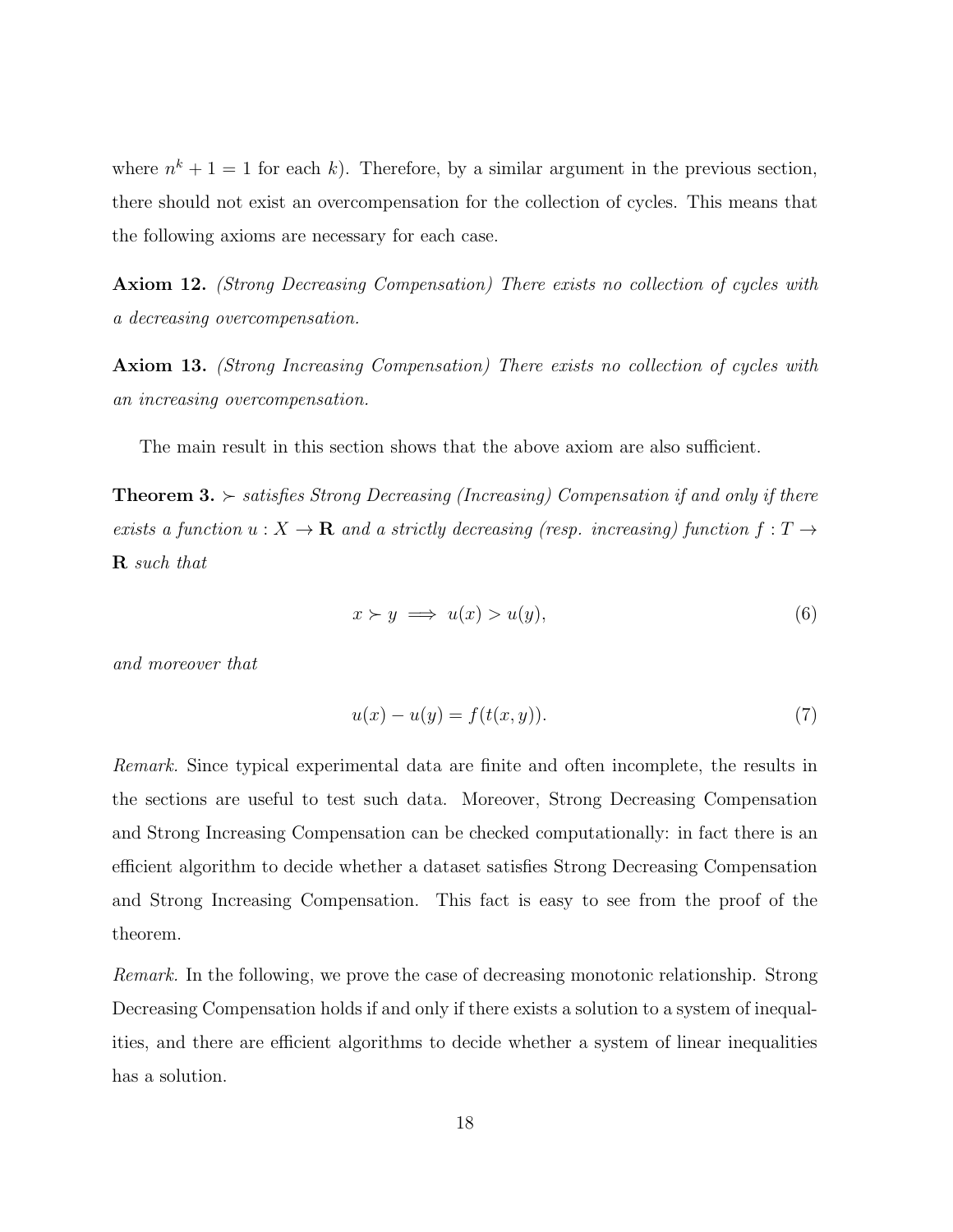where $n^k + 1 = 1$ for each $k$). Therefore, by a similar argument in the previous section, there should not exist an overcompensation for the collection of cycles. This means that the following axioms are necessary for each case.

**Axiom 12.** *(Strong Decreasing Compensation) There exists no collection of cycles with a decreasing overcompensation.*

**Axiom 13.** *(Strong Increasing Compensation) There exists no collection of cycles with an increasing overcompensation.*

The main result in this section shows that the above axiom are also sufficient.

**Theorem 3.** *$\succ$ satisfies Strong Decreasing (Increasing) Compensation if and only if there exists a function $u : X \to \mathbf{R}$ and a strictly decreasing (resp. increasing) function $f : T \to \mathbf{R}$ such that*

$$x \succ y \implies u(x) > u(y), \tag{6}$$

*and moreover that*

$$u(x) - u(y) = f(t(x, y)). \tag{7}$$

*Remark.* Since typical experimental data are finite and often incomplete, the results in the sections are useful to test such data. Moreover, Strong Decreasing Compensation and Strong Increasing Compensation can be checked computationally: in fact there is an efficient algorithm to decide whether a dataset satisfies Strong Decreasing Compensation and Strong Increasing Compensation. This fact is easy to see from the proof of the theorem.

*Remark.* In the following, we prove the case of decreasing monotonic relationship. Strong Decreasing Compensation holds if and only if there exists a solution to a system of inequalities, and there are efficient algorithms to decide whether a system of linear inequalities has a solution.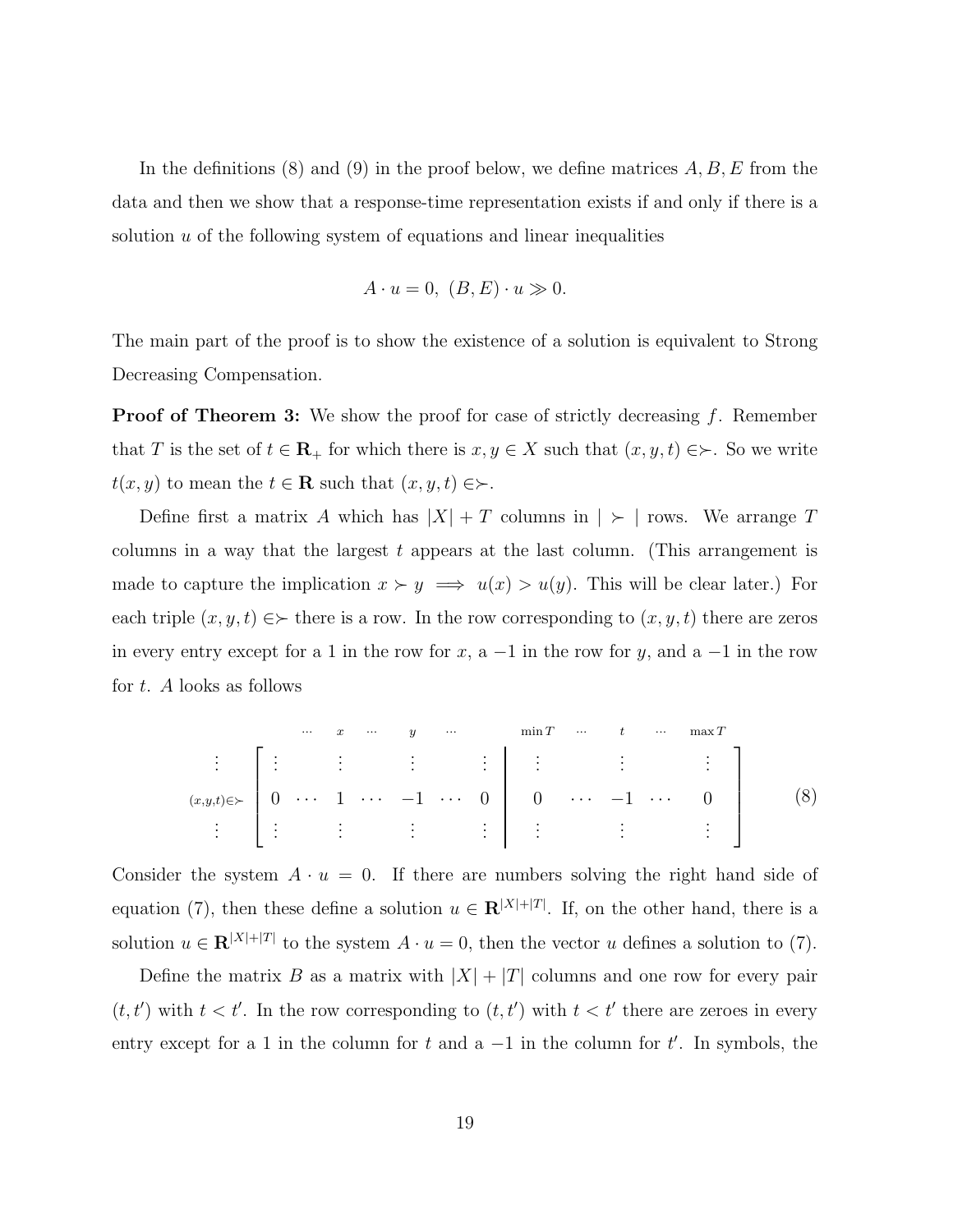In the definitions (8) and (9) in the proof below, we define matrices $A, B, E$ from the data and then we show that a response-time representation exists if and only if there is a solution $u$ of the following system of equations and linear inequalities

$$A \cdot u = 0, \; (B, E) \cdot u \gg 0.$$

The main part of the proof is to show the existence of a solution is equivalent to Strong Decreasing Compensation.

**Proof of Theorem 3:** We show the proof for case of strictly decreasing $f$. Remember that $T$ is the set of $t \in \mathbf{R}_+$ for which there is $x, y \in X$ such that $(x, y, t) \in \succ$. So we write $t(x, y)$ to mean the $t \in \mathbf{R}$ such that $(x, y, t) \in \succ$.

Define first a matrix $A$ which has $|X| + T$ columns in $| \succ |$ rows. We arrange $T$ columns in a way that the largest $t$ appears at the last column. (This arrangement is made to capture the implication $x \succ y \implies u(x) > u(y)$. This will be clear later.) For each triple $(x, y, t) \in \succ$ there is a row. In the row corresponding to $(x, y, t)$ there are zeros in every entry except for a 1 in the row for $x$, a $-1$ in the row for $y$, and a $-1$ in the row for $t$. $A$ looks as follows

$$\begin{array}{c} \\ \vdots \\ {\scriptstyle (x,y,t)\in\succ} \\ \vdots \end{array} \begin{array}{c} \begin{array}{ccccccccccccc} \scriptstyle\cdots & \scriptstyle x & \scriptstyle\cdots & \scriptstyle y & \scriptstyle\cdots & & \scriptstyle\min T & \scriptstyle\cdots & \scriptstyle t & \scriptstyle\cdots & \scriptstyle\max T \end{array} \\ \left[\begin{array}{ccccccc|ccccc} \vdots & & \vdots & & \vdots & & \vdots & \vdots & & \vdots & & \vdots \\ 0 & \cdots & 1 & \cdots & -1 & \cdots & 0 & 0 & \cdots & -1 & \cdots & 0 \\ \vdots & & \vdots & & \vdots & & \vdots & \vdots & & \vdots & & \vdots \end{array}\right] \end{array} \tag{8}$$

Consider the system $A \cdot u = 0$. If there are numbers solving the right hand side of equation (7), then these define a solution $u \in \mathbf{R}^{|X|+|T|}$. If, on the other hand, there is a solution $u \in \mathbf{R}^{|X|+|T|}$ to the system $A \cdot u = 0$, then the vector $u$ defines a solution to (7).

Define the matrix $B$ as a matrix with $|X| + |T|$ columns and one row for every pair $(t, t')$ with $t < t'$. In the row corresponding to $(t, t')$ with $t < t'$ there are zeroes in every entry except for a 1 in the column for $t$ and a $-1$ in the column for $t'$. In symbols, the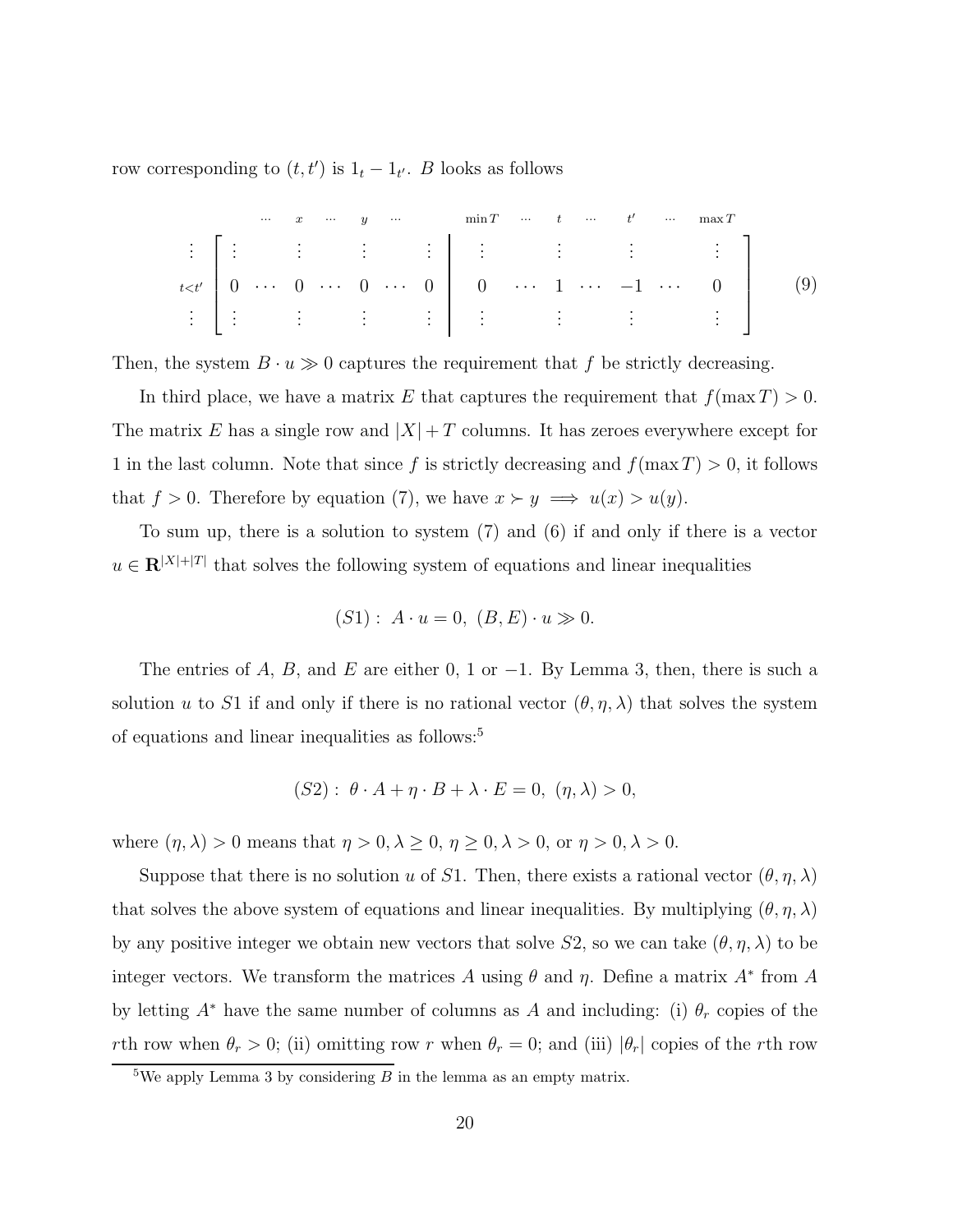row corresponding to $(t, t')$ is $1_t - 1_{t'}$. $B$ looks as follows

$$
\begin{array}{c}
\vdots \\
{\scriptstyle t<t'} \\
\vdots
\end{array}
\left[
\begin{array}{ccccccc|ccccccc}
\vdots & & \vdots & & \vdots & & \vdots & \vdots & & \vdots & & \vdots & & \vdots \\
0 & \cdots & 0 & \cdots & 0 & \cdots & 0 & 0 & \cdots & 1 & \cdots & -1 & \cdots & 0 \\
\vdots & & \vdots & & \vdots & & \vdots & \vdots & & \vdots & & \vdots & & \vdots
\end{array}
\right]
\tag{9}
$$

where the columns are labeled $\cdots \; x \; \cdots \; y \; \cdots$ (left block) and $\min T \; \cdots \; t \; \cdots \; t' \; \cdots \; \max T$ (right block).

Then, the system $B \cdot u \gg 0$ captures the requirement that $f$ be strictly decreasing.

In third place, we have a matrix $E$ that captures the requirement that $f(\max T) > 0$. The matrix $E$ has a single row and $|X| + T$ columns. It has zeroes everywhere except for 1 in the last column. Note that since $f$ is strictly decreasing and $f(\max T) > 0$, it follows that $f > 0$. Therefore by equation (7), we have $x \succ y \implies u(x) > u(y)$.

To sum up, there is a solution to system (7) and (6) if and only if there is a vector $u \in \mathbf{R}^{|X|+|T|}$ that solves the following system of equations and linear inequalities

$$(S1): \; A \cdot u = 0, \; (B, E) \cdot u \gg 0.$$

The entries of $A$, $B$, and $E$ are either 0, 1 or $-1$. By Lemma 3, then, there is such a solution $u$ to $S1$ if and only if there is no rational vector $(\theta, \eta, \lambda)$ that solves the system of equations and linear inequalities as follows:[5]

$$(S2): \; \theta \cdot A + \eta \cdot B + \lambda \cdot E = 0, \; (\eta, \lambda) > 0,$$

where $(\eta, \lambda) > 0$ means that $\eta > 0, \lambda \geq 0$, $\eta \geq 0, \lambda > 0$, or $\eta > 0, \lambda > 0$.

Suppose that there is no solution $u$ of $S1$. Then, there exists a rational vector $(\theta, \eta, \lambda)$ that solves the above system of equations and linear inequalities. By multiplying $(\theta, \eta, \lambda)$ by any positive integer we obtain new vectors that solve $S2$, so we can take $(\theta, \eta, \lambda)$ to be integer vectors. We transform the matrices $A$ using $\theta$ and $\eta$. Define a matrix $A^*$ from $A$ by letting $A^*$ have the same number of columns as $A$ and including: (i) $\theta_r$ copies of the $r$th row when $\theta_r > 0$; (ii) omitting row $r$ when $\theta_r = 0$; and (iii) $|\theta_r|$ copies of the $r$th row

[5] We apply Lemma 3 by considering $B$ in the lemma as an empty matrix.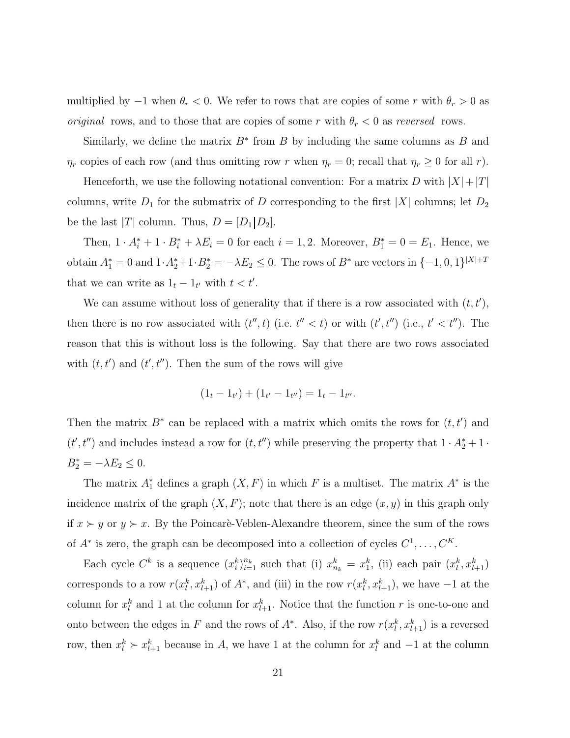multiplied by $-1$ when $\theta_r < 0$. We refer to rows that are copies of some $r$ with $\theta_r > 0$ as *original* rows, and to those that are copies of some $r$ with $\theta_r < 0$ as *reversed* rows.

Similarly, we define the matrix $B^*$ from $B$ by including the same columns as $B$ and $\eta_r$ copies of each row (and thus omitting row $r$ when $\eta_r = 0$; recall that $\eta_r \geq 0$ for all $r$).

Henceforth, we use the following notational convention: For a matrix $D$ with $|X|+|T|$ columns, write $D_1$ for the submatrix of $D$ corresponding to the first $|X|$ columns; let $D_2$ be the last $|T|$ column. Thus, $D = [D_1 | D_2]$.

Then, $1 \cdot A_i^* + 1 \cdot B_i^* + \lambda E_i = 0$ for each $i = 1, 2$. Moreover, $B_1^* = 0 = E_1$. Hence, we obtain $A_1^* = 0$ and $1 \cdot A_2^* + 1 \cdot B_2^* = -\lambda E_2 \leq 0$. The rows of $B^*$ are vectors in $\{-1, 0, 1\}^{|X|+T}$ that we can write as $1_t - 1_{t'}$ with $t < t'$.

We can assume without loss of generality that if there is a row associated with $(t, t')$, then there is no row associated with $(t'', t)$ (i.e. $t'' < t$) or with $(t', t'')$ (i.e., $t' < t''$). The reason that this is without loss is the following. Say that there are two rows associated with $(t, t')$ and $(t', t'')$. Then the sum of the rows will give

$$(1_t - 1_{t'}) + (1_{t'} - 1_{t''}) = 1_t - 1_{t''}.$$

Then the matrix $B^*$ can be replaced with a matrix which omits the rows for $(t, t')$ and $(t', t'')$ and includes instead a row for $(t, t'')$ while preserving the property that $1 \cdot A_2^* + 1 \cdot B_2^* = -\lambda E_2 \leq 0$.

The matrix $A_1^*$ defines a graph $(X, F)$ in which $F$ is a multiset. The matrix $A^*$ is the incidence matrix of the graph $(X, F)$; note that there is an edge $(x, y)$ in this graph only if $x \succ y$ or $y \succ x$. By the Poincarè-Veblen-Alexandre theorem, since the sum of the rows of $A^*$ is zero, the graph can be decomposed into a collection of cycles $C^1, \ldots, C^K$.

Each cycle $C^k$ is a sequence $(x_i^k)_{i=1}^{n_k}$ such that (i) $x_{n_k}^k = x_1^k$, (ii) each pair $(x_l^k, x_{l+1}^k)$ corresponds to a row $r(x_l^k, x_{l+1}^k)$ of $A^*$, and (iii) in the row $r(x_l^k, x_{l+1}^k)$, we have $-1$ at the column for $x_l^k$ and 1 at the column for $x_{l+1}^k$. Notice that the function $r$ is one-to-one and onto between the edges in $F$ and the rows of $A^*$. Also, if the row $r(x_l^k, x_{l+1}^k)$ is a reversed row, then $x_l^k \succ x_{l+1}^k$ because in $A$, we have 1 at the column for $x_l^k$ and $-1$ at the column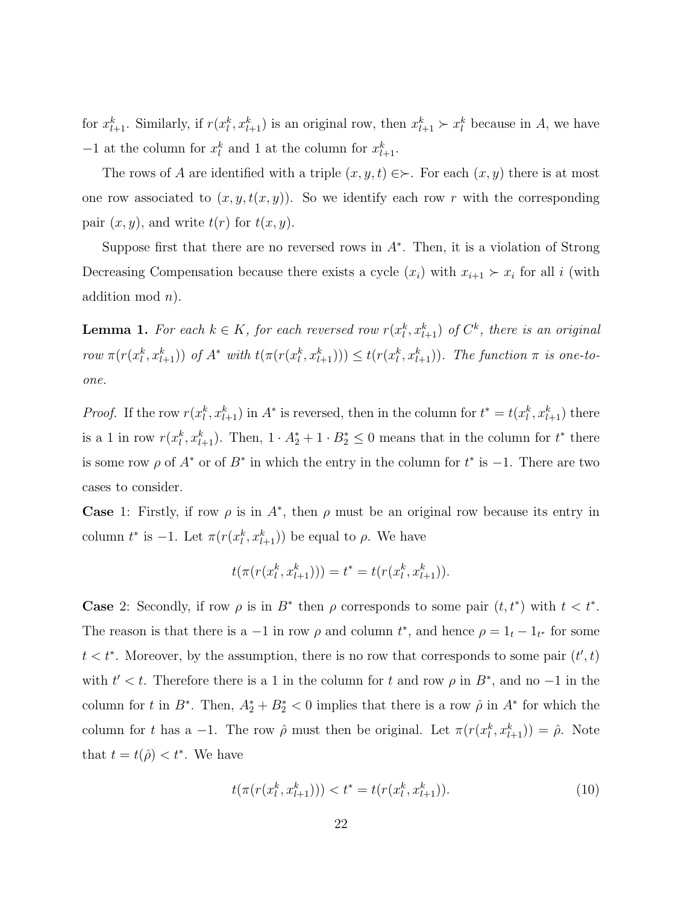for $x^k_{l+1}$. Similarly, if $r(x^k_l, x^k_{l+1})$ is an original row, then $x^k_{l+1} \succ x^k_l$ because in $A$, we have $-1$ at the column for $x^k_l$ and 1 at the column for $x^k_{l+1}$.

The rows of $A$ are identified with a triple $(x, y, t) \in \succ$. For each $(x, y)$ there is at most one row associated to $(x, y, t(x, y))$. So we identify each row $r$ with the corresponding pair $(x, y)$, and write $t(r)$ for $t(x, y)$.

Suppose first that there are no reversed rows in $A^*$. Then, it is a violation of Strong Decreasing Compensation because there exists a cycle $(x_i)$ with $x_{i+1} \succ x_i$ for all $i$ (with addition mod $n$).

**Lemma 1.** *For each $k \in K$, for each reversed row $r(x^k_l, x^k_{l+1})$ of $C^k$, there is an original row $\pi(r(x^k_l, x^k_{l+1}))$ of $A^*$ with $t(\pi(r(x^k_l, x^k_{l+1}))) \leq t(r(x^k_l, x^k_{l+1}))$. The function $\pi$ is one-to-one.*

*Proof.* If the row $r(x^k_l, x^k_{l+1})$ in $A^*$ is reversed, then in the column for $t^* = t(x^k_l, x^k_{l+1})$ there is a 1 in row $r(x^k_l, x^k_{l+1})$. Then, $1 \cdot A^*_2 + 1 \cdot B^*_2 \leq 0$ means that in the column for $t^*$ there is some row $\rho$ of $A^*$ or of $B^*$ in which the entry in the column for $t^*$ is $-1$. There are two cases to consider.

**Case** 1: Firstly, if row $\rho$ is in $A^*$, then $\rho$ must be an original row because its entry in column $t^*$ is $-1$. Let $\pi(r(x^k_l, x^k_{l+1}))$ be equal to $\rho$. We have

$$t(\pi(r(x^k_l, x^k_{l+1}))) = t^* = t(r(x^k_l, x^k_{l+1})).$$

**Case** 2: Secondly, if row $\rho$ is in $B^*$ then $\rho$ corresponds to some pair $(t, t^*)$ with $t < t^*$. The reason is that there is a $-1$ in row $\rho$ and column $t^*$, and hence $\rho = 1_t - 1_{t^*}$ for some $t < t^*$. Moreover, by the assumption, there is no row that corresponds to some pair $(t', t)$ with $t' < t$. Therefore there is a 1 in the column for $t$ and row $\rho$ in $B^*$, and no $-1$ in the column for $t$ in $B^*$. Then, $A^*_2 + B^*_2 < 0$ implies that there is a row $\hat{\rho}$ in $A^*$ for which the column for $t$ has a $-1$. The row $\hat{\rho}$ must then be original. Let $\pi(r(x^k_l, x^k_{l+1})) = \hat{\rho}$. Note that $t = t(\hat{\rho}) < t^*$. We have

$$t(\pi(r(x^k_l, x^k_{l+1}))) < t^* = t(r(x^k_l, x^k_{l+1})). \tag{10}$$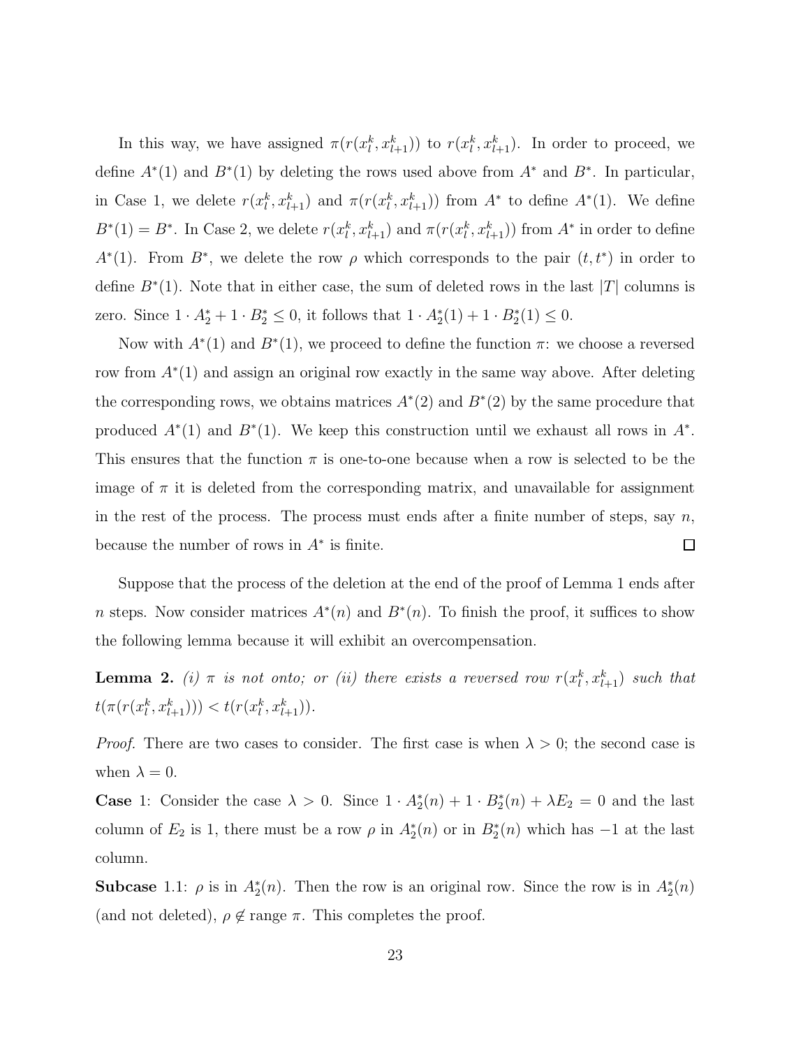In this way, we have assigned $\pi(r(x_l^k, x_{l+1}^k))$ to $r(x_l^k, x_{l+1}^k)$. In order to proceed, we define $A^*(1)$ and $B^*(1)$ by deleting the rows used above from $A^*$ and $B^*$. In particular, in Case 1, we delete $r(x_l^k, x_{l+1}^k)$ and $\pi(r(x_l^k, x_{l+1}^k))$ from $A^*$ to define $A^*(1)$. We define $B^*(1) = B^*$. In Case 2, we delete $r(x_l^k, x_{l+1}^k)$ and $\pi(r(x_l^k, x_{l+1}^k))$ from $A^*$ in order to define $A^*(1)$. From $B^*$, we delete the row $\rho$ which corresponds to the pair $(t, t^*)$ in order to define $B^*(1)$. Note that in either case, the sum of deleted rows in the last $|T|$ columns is zero. Since $1 \cdot A_2^* + 1 \cdot B_2^* \leq 0$, it follows that $1 \cdot A_2^*(1) + 1 \cdot B_2^*(1) \leq 0$.

Now with $A^*(1)$ and $B^*(1)$, we proceed to define the function $\pi$: we choose a reversed row from $A^*(1)$ and assign an original row exactly in the same way above. After deleting the corresponding rows, we obtains matrices $A^*(2)$ and $B^*(2)$ by the same procedure that produced $A^*(1)$ and $B^*(1)$. We keep this construction until we exhaust all rows in $A^*$. This ensures that the function $\pi$ is one-to-one because when a row is selected to be the image of $\pi$ it is deleted from the corresponding matrix, and unavailable for assignment in the rest of the process. The process must ends after a finite number of steps, say $n$, because the number of rows in $A^*$ is finite. $\square$

Suppose that the process of the deletion at the end of the proof of Lemma 1 ends after $n$ steps. Now consider matrices $A^*(n)$ and $B^*(n)$. To finish the proof, it suffices to show the following lemma because it will exhibit an overcompensation.

**Lemma 2.** *(i) $\pi$ is not onto; or (ii) there exists a reversed row $r(x_l^k, x_{l+1}^k)$ such that $t(\pi(r(x_l^k, x_{l+1}^k))) < t(r(x_l^k, x_{l+1}^k))$.*

*Proof.* There are two cases to consider. The first case is when $\lambda > 0$; the second case is when $\lambda = 0$.

**Case** 1: Consider the case $\lambda > 0$. Since $1 \cdot A_2^*(n) + 1 \cdot B_2^*(n) + \lambda E_2 = 0$ and the last column of $E_2$ is 1, there must be a row $\rho$ in $A_2^*(n)$ or in $B_2^*(n)$ which has $-1$ at the last column.

**Subcase** 1.1: $\rho$ is in $A_2^*(n)$. Then the row is an original row. Since the row is in $A_2^*(n)$ (and not deleted), $\rho \notin$ range $\pi$. This completes the proof.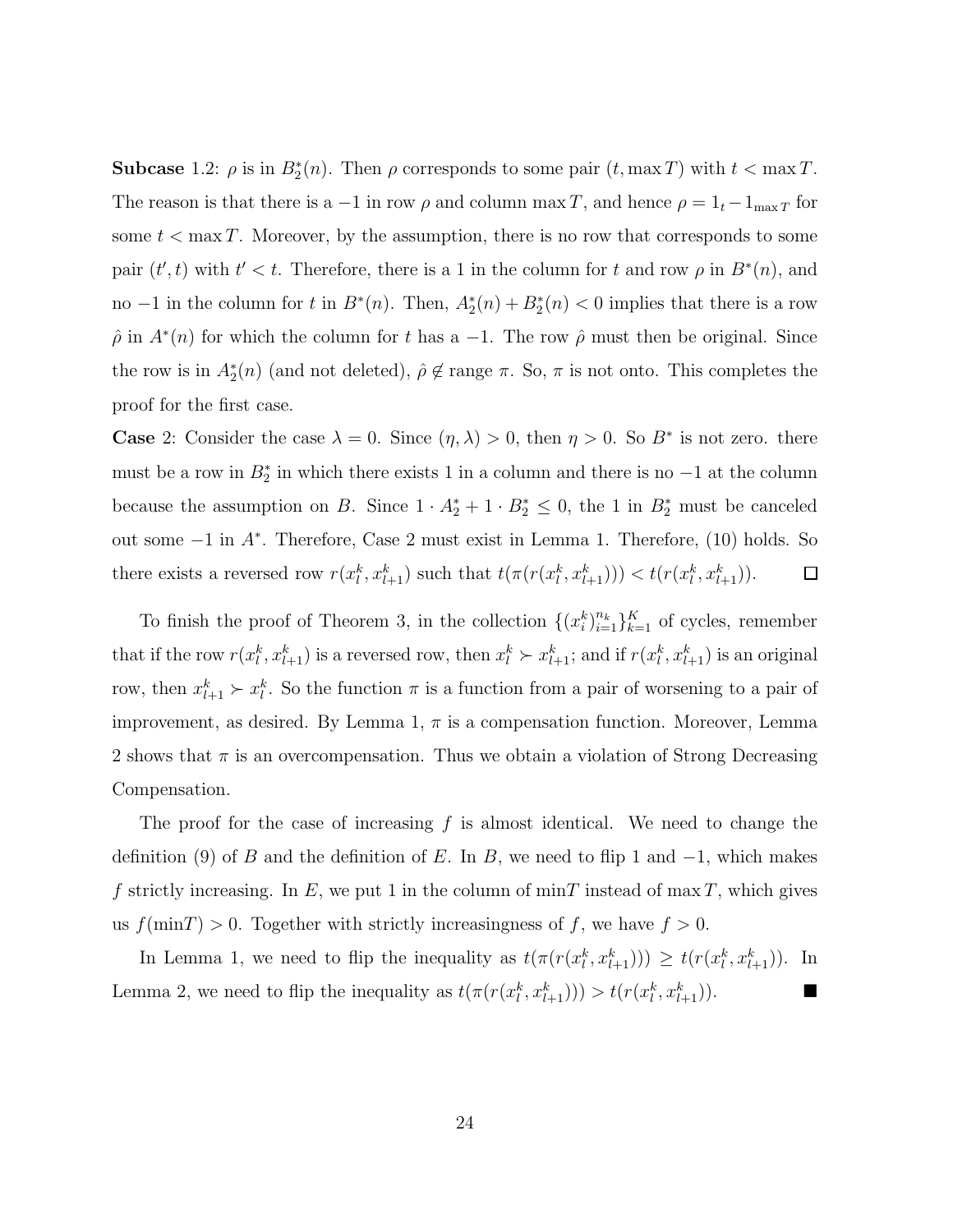**Subcase** 1.2: $\rho$ is in $B_2^*(n)$. Then $\rho$ corresponds to some pair $(t, \max T)$ with $t < \max T$. The reason is that there is a $-1$ in row $\rho$ and column $\max T$, and hence $\rho = 1_t - 1_{\max T}$ for some $t < \max T$. Moreover, by the assumption, there is no row that corresponds to some pair $(t', t)$ with $t' < t$. Therefore, there is a 1 in the column for $t$ and row $\rho$ in $B^*(n)$, and no $-1$ in the column for $t$ in $B^*(n)$. Then, $A_2^*(n) + B_2^*(n) < 0$ implies that there is a row $\hat{\rho}$ in $A^*(n)$ for which the column for $t$ has a $-1$. The row $\hat{\rho}$ must then be original. Since the row is in $A_2^*(n)$ (and not deleted), $\hat{\rho} \notin \text{range } \pi$. So, $\pi$ is not onto. This completes the proof for the first case.

**Case** 2: Consider the case $\lambda = 0$. Since $(\eta, \lambda) > 0$, then $\eta > 0$. So $B^*$ is not zero. there must be a row in $B_2^*$ in which there exists 1 in a column and there is no $-1$ at the column because the assumption on $B$. Since $1 \cdot A_2^* + 1 \cdot B_2^* \leq 0$, the 1 in $B_2^*$ must be canceled out some $-1$ in $A^*$. Therefore, Case 2 must exist in Lemma 1. Therefore, (10) holds. So there exists a reversed row $r(x_l^k, x_{l+1}^k)$ such that $t(\pi(r(x_l^k, x_{l+1}^k))) < t(r(x_l^k, x_{l+1}^k))$. □

To finish the proof of Theorem 3, in the collection $\{(x_i^k)_{i=1}^{n_k}\}_{k=1}^K$ of cycles, remember that if the row $r(x_l^k, x_{l+1}^k)$ is a reversed row, then $x_l^k \succ x_{l+1}^k$; and if $r(x_l^k, x_{l+1}^k)$ is an original row, then $x_{l+1}^k \succ x_l^k$. So the function $\pi$ is a function from a pair of worsening to a pair of improvement, as desired. By Lemma 1, $\pi$ is a compensation function. Moreover, Lemma 2 shows that $\pi$ is an overcompensation. Thus we obtain a violation of Strong Decreasing Compensation.

The proof for the case of increasing $f$ is almost identical. We need to change the definition (9) of $B$ and the definition of $E$. In $B$, we need to flip 1 and $-1$, which makes $f$ strictly increasing. In $E$, we put 1 in the column of $\min T$ instead of $\max T$, which gives us $f(\min T) > 0$. Together with strictly increasingness of $f$, we have $f > 0$.

In Lemma 1, we need to flip the inequality as $t(\pi(r(x_l^k, x_{l+1}^k))) \geq t(r(x_l^k, x_{l+1}^k))$. In Lemma 2, we need to flip the inequality as $t(\pi(r(x_l^k, x_{l+1}^k))) > t(r(x_l^k, x_{l+1}^k))$. ■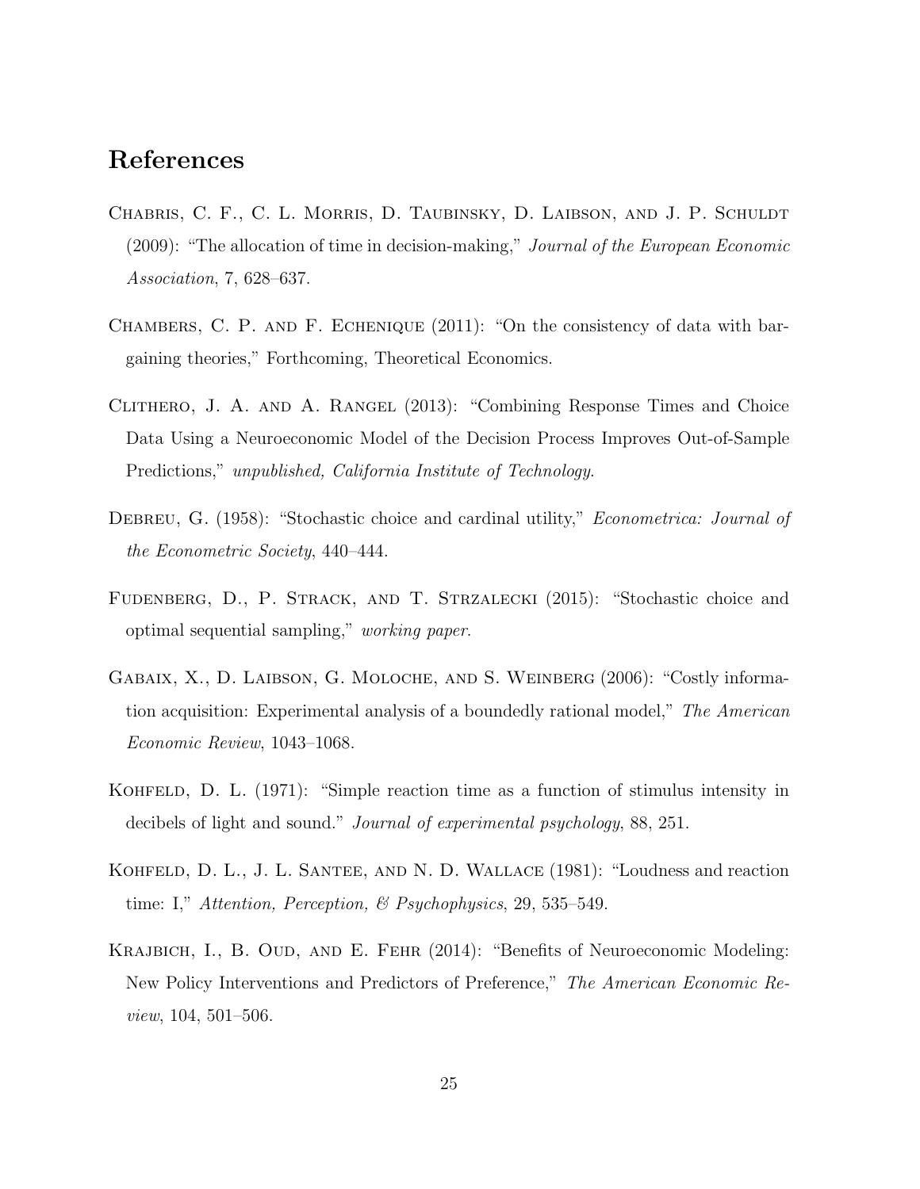# References

Chabris, C. F., C. L. Morris, D. Taubinsky, D. Laibson, and J. P. Schuldt (2009): "The allocation of time in decision-making," *Journal of the European Economic Association*, 7, 628–637.

Chambers, C. P. and F. Echenique (2011): "On the consistency of data with bargaining theories," Forthcoming, Theoretical Economics.

Clithero, J. A. and A. Rangel (2013): "Combining Response Times and Choice Data Using a Neuroeconomic Model of the Decision Process Improves Out-of-Sample Predictions," *unpublished, California Institute of Technology.*

Debreu, G. (1958): "Stochastic choice and cardinal utility," *Econometrica: Journal of the Econometric Society*, 440–444.

Fudenberg, D., P. Strack, and T. Strzalecki (2015): "Stochastic choice and optimal sequential sampling," *working paper.*

Gabaix, X., D. Laibson, G. Moloche, and S. Weinberg (2006): "Costly information acquisition: Experimental analysis of a boundedly rational model," *The American Economic Review*, 1043–1068.

Kohfeld, D. L. (1971): "Simple reaction time as a function of stimulus intensity in decibels of light and sound." *Journal of experimental psychology*, 88, 251.

Kohfeld, D. L., J. L. Santee, and N. D. Wallace (1981): "Loudness and reaction time: I," *Attention, Perception, & Psychophysics*, 29, 535–549.

Krajbich, I., B. Oud, and E. Fehr (2014): "Benefits of Neuroeconomic Modeling: New Policy Interventions and Predictors of Preference," *The American Economic Review*, 104, 501–506.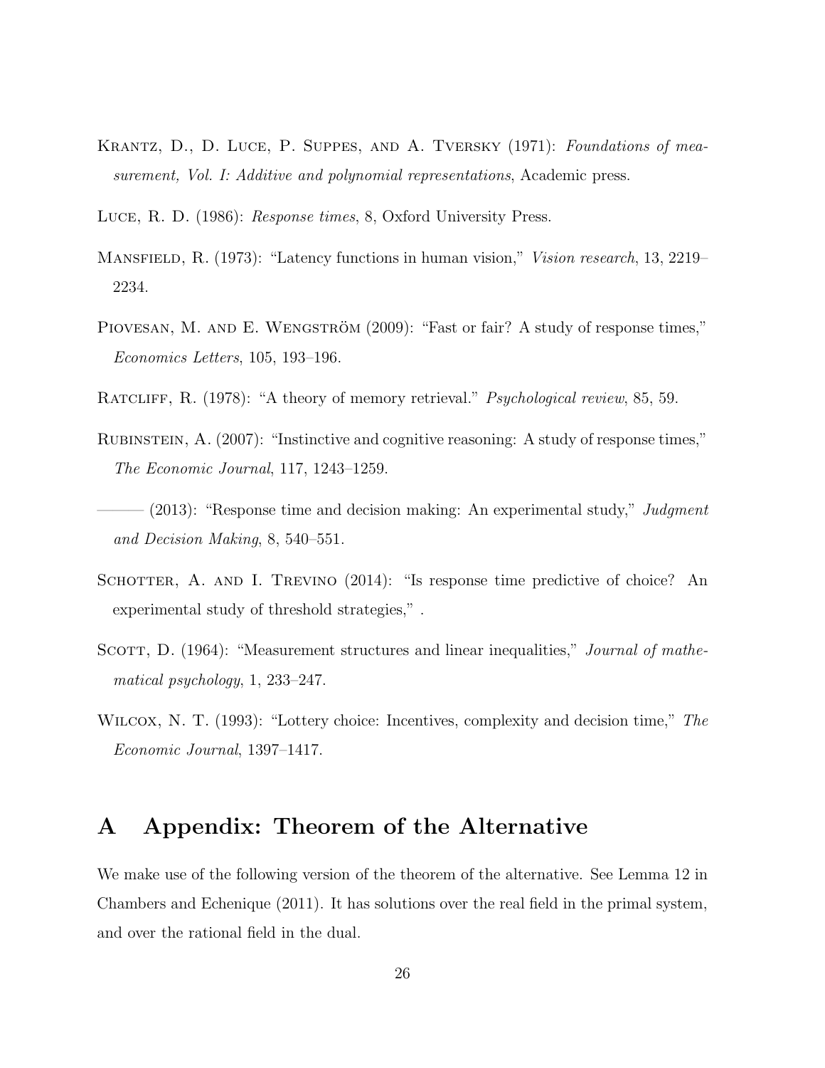Krantz, D., D. Luce, P. Suppes, and A. Tversky (1971): *Foundations of measurement, Vol. I: Additive and polynomial representations*, Academic press.

Luce, R. D. (1986): *Response times*, 8, Oxford University Press.

Mansfield, R. (1973): "Latency functions in human vision," *Vision research*, 13, 2219–2234.

Piovesan, M. and E. Wengström (2009): "Fast or fair? A study of response times," *Economics Letters*, 105, 193–196.

Ratcliff, R. (1978): "A theory of memory retrieval." *Psychological review*, 85, 59.

Rubinstein, A. (2007): "Instinctive and cognitive reasoning: A study of response times," *The Economic Journal*, 117, 1243–1259.

——— (2013): "Response time and decision making: An experimental study," *Judgment and Decision Making*, 8, 540–551.

Schotter, A. and I. Trevino (2014): "Is response time predictive of choice? An experimental study of threshold strategies," .

Scott, D. (1964): "Measurement structures and linear inequalities," *Journal of mathematical psychology*, 1, 233–247.

Wilcox, N. T. (1993): "Lottery choice: Incentives, complexity and decision time," *The Economic Journal*, 1397–1417.

# A Appendix: Theorem of the Alternative

We make use of the following version of the theorem of the alternative. See Lemma 12 in Chambers and Echenique (2011). It has solutions over the real field in the primal system, and over the rational field in the dual.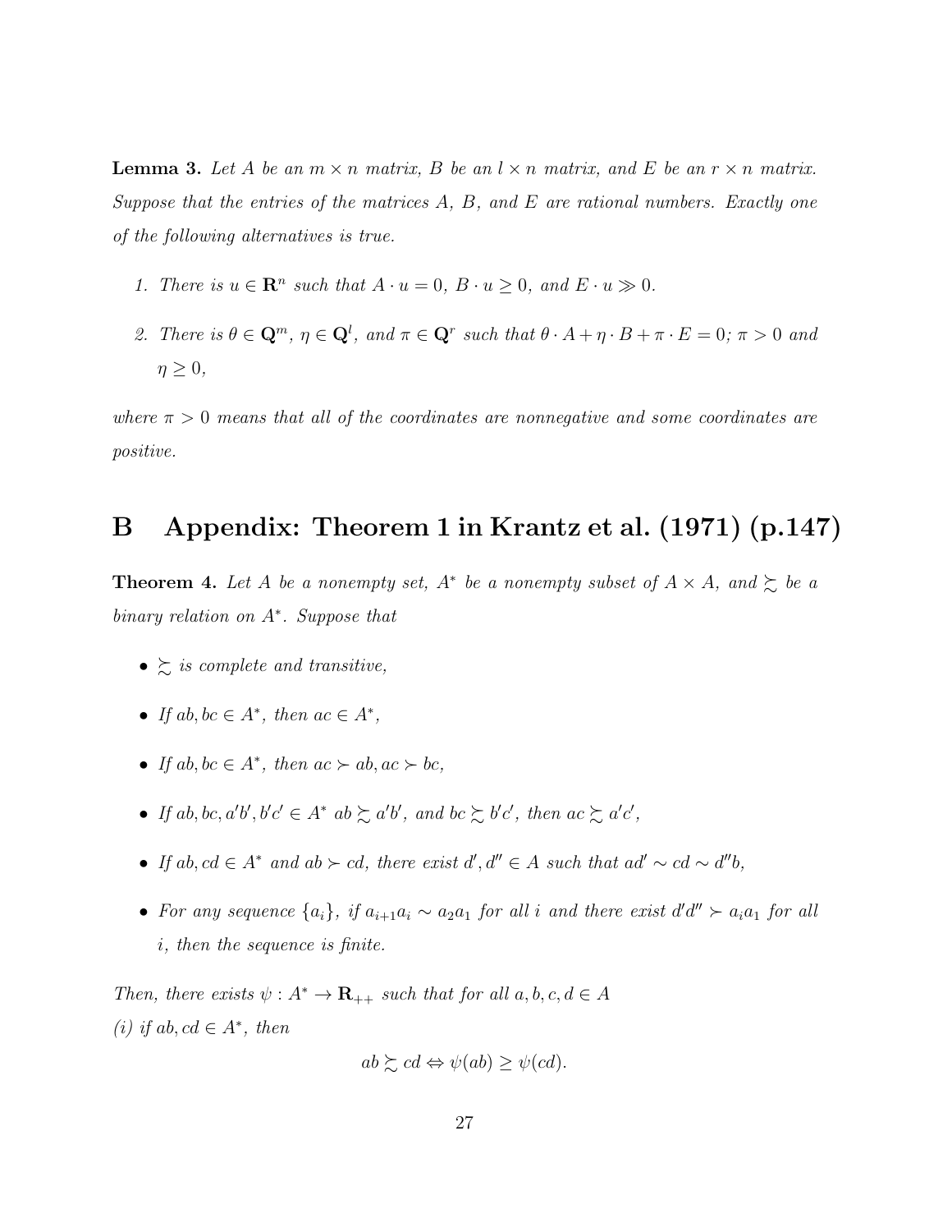**Lemma 3.** *Let $A$ be an $m \times n$ matrix, $B$ be an $l \times n$ matrix, and $E$ be an $r \times n$ matrix. Suppose that the entries of the matrices $A$, $B$, and $E$ are rational numbers. Exactly one of the following alternatives is true.*

1. *There is $u \in \mathbf{R}^n$ such that $A \cdot u = 0$, $B \cdot u \geq 0$, and $E \cdot u \gg 0$.*

2. *There is $\theta \in \mathbf{Q}^m$, $\eta \in \mathbf{Q}^l$, and $\pi \in \mathbf{Q}^r$ such that $\theta \cdot A + \eta \cdot B + \pi \cdot E = 0$; $\pi > 0$ and $\eta \geq 0$,*

*where $\pi > 0$ means that all of the coordinates are nonnegative and some coordinates are positive.*

# B Appendix: Theorem 1 in Krantz et al. (1971) (p.147)

**Theorem 4.** *Let $A$ be a nonempty set, $A^*$ be a nonempty subset of $A \times A$, and $\succsim$ be a binary relation on $A^*$. Suppose that*

- *$\succsim$ is complete and transitive,*
- *If $ab, bc \in A^*$, then $ac \in A^*$,*
- *If $ab, bc \in A^*$, then $ac \succ ab, ac \succ bc$,*
- *If $ab, bc, a'b', b'c' \in A^*$ $ab \succsim a'b'$, and $bc \succsim b'c'$, then $ac \succsim a'c'$,*
- *If $ab, cd \in A^*$ and $ab \succ cd$, there exist $d', d'' \in A$ such that $ad' \sim cd \sim d''b$,*
- *For any sequence $\{a_i\}$, if $a_{i+1}a_i \sim a_2a_1$ for all $i$ and there exist $d'd'' \succ a_ia_1$ for all $i$, then the sequence is finite.*

*Then, there exists $\psi : A^* \to \mathbf{R}_{++}$ such that for all $a, b, c, d \in A$*
*(i) if $ab, cd \in A^*$, then*

$$ab \succsim cd \Leftrightarrow \psi(ab) \geq \psi(cd).$$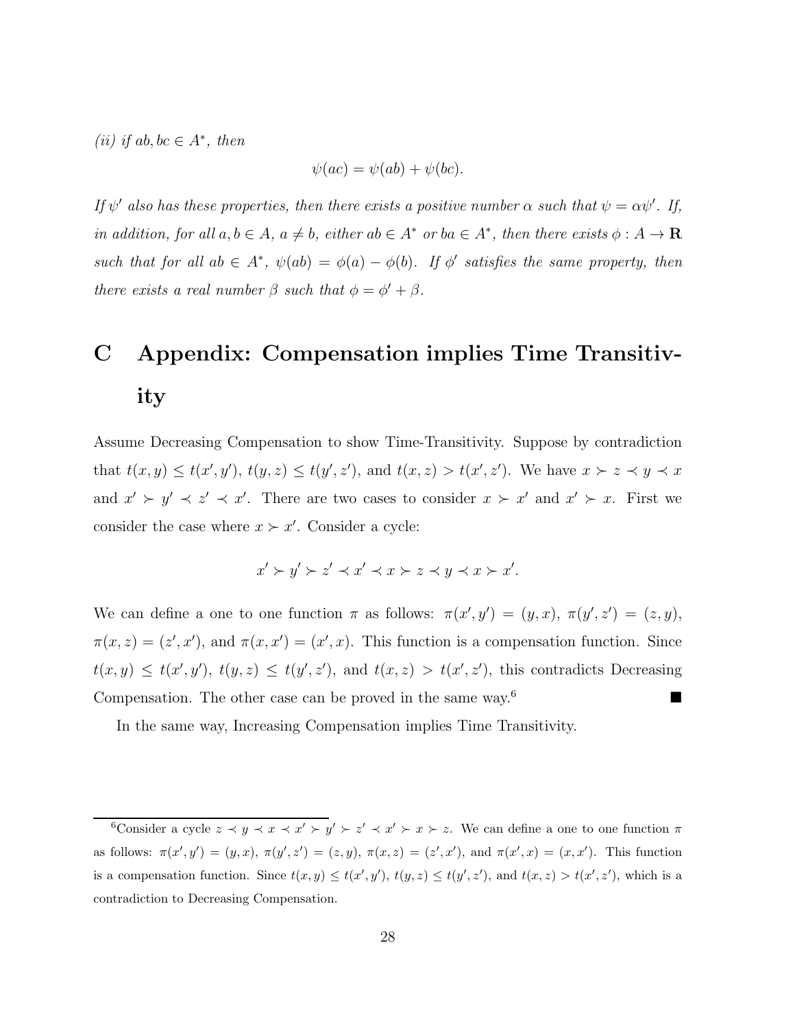*(ii) if $ab, bc \in A^*$, then*

$$\psi(ac) = \psi(ab) + \psi(bc).$$

*If $\psi'$ also has these properties, then there exists a positive number $\alpha$ such that $\psi = \alpha\psi'$. If, in addition, for all $a, b \in A$, $a \neq b$, either $ab \in A^*$ or $ba \in A^*$, then there exists $\phi : A \to \mathbf{R}$ such that for all $ab \in A^*$, $\psi(ab) = \phi(a) - \phi(b)$. If $\phi'$ satisfies the same property, then there exists a real number $\beta$ such that $\phi = \phi' + \beta$.*

# C Appendix: Compensation implies Time Transitivity

Assume Decreasing Compensation to show Time-Transitivity. Suppose by contradiction that $t(x, y) \leq t(x', y')$, $t(y, z) \leq t(y', z')$, and $t(x, z) > t(x', z')$. We have $x \succ z \prec y \prec x$ and $x' \succ y' \prec z' \prec x'$. There are two cases to consider $x \succ x'$ and $x' \succ x$. First we consider the case where $x \succ x'$. Consider a cycle:

$$x' \succ y' \succ z' \prec x' \prec x \succ z \prec y \prec x \succ x'.$$

We can define a one to one function $\pi$ as follows: $\pi(x', y') = (y, x)$, $\pi(y', z') = (z, y)$, $\pi(x, z) = (z', x')$, and $\pi(x, x') = (x', x)$. This function is a compensation function. Since $t(x, y) \leq t(x', y')$, $t(y, z) \leq t(y', z')$, and $t(x, z) > t(x', z')$, this contradicts Decreasing Compensation. The other case can be proved in the same way.[6] ■

In the same way, Increasing Compensation implies Time Transitivity.

[6] Consider a cycle $z \prec y \prec x \prec x' \succ y' \succ z' \prec x' \succ x \succ z$. We can define a one to one function $\pi$ as follows: $\pi(x', y') = (y, x)$, $\pi(y', z') = (z, y)$, $\pi(x, z) = (z', x')$, and $\pi(x', x) = (x, x')$. This function is a compensation function. Since $t(x, y) \leq t(x', y')$, $t(y, z) \leq t(y', z')$, and $t(x, z) > t(x', z')$, which is a contradiction to Decreasing Compensation.